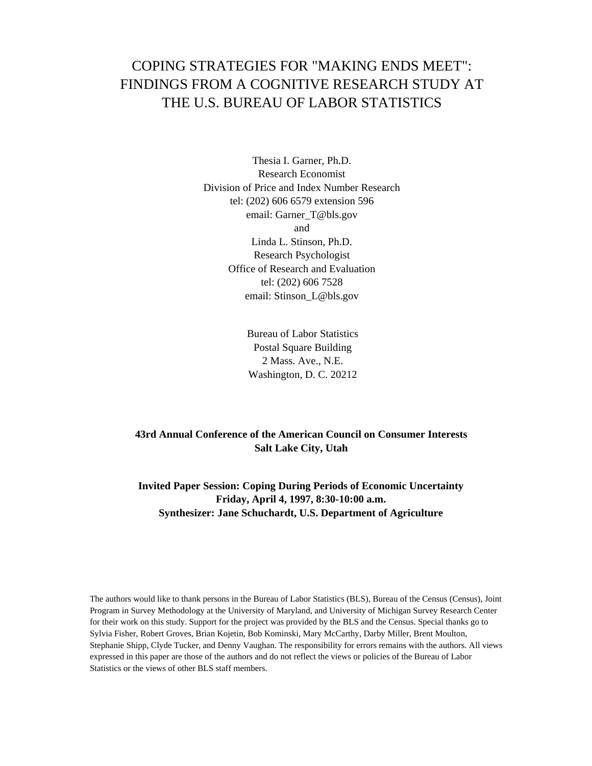# COPING STRATEGIES FOR "MAKING ENDS MEET": FINDINGS FROM A COGNITIVE RESEARCH STUDY AT THE U.S. BUREAU OF LABOR STATISTICS

Thesia I. Garner, Ph.D.
Research Economist
Division of Price and Index Number Research
tel: (202) 606 6579 extension 596
email: Garner_T@bls.gov
and
Linda L. Stinson, Ph.D.
Research Psychologist
Office of Research and Evaluation
tel: (202) 606 7528
email: Stinson_L@bls.gov

Bureau of Labor Statistics
Postal Square Building
2 Mass. Ave., N.E.
Washington, D. C. 20212

**43rd Annual Conference of the American Council on Consumer Interests**
**Salt Lake City, Utah**

**Invited Paper Session: Coping During Periods of Economic Uncertainty**
**Friday, April 4, 1997, 8:30-10:00 a.m.**
**Synthesizer: Jane Schuchardt, U.S. Department of Agriculture**

The authors would like to thank persons in the Bureau of Labor Statistics (BLS), Bureau of the Census (Census), Joint Program in Survey Methodology at the University of Maryland, and University of Michigan Survey Research Center for their work on this study. Support for the project was provided by the BLS and the Census. Special thanks go to Sylvia Fisher, Robert Groves, Brian Kojetin, Bob Kominski, Mary McCarthy, Darby Miller, Brent Moulton, Stephanie Shipp, Clyde Tucker, and Denny Vaughan. The responsibility for errors remains with the authors. All views expressed in this paper are those of the authors and do not reflect the views or policies of the Bureau of Labor Statistics or the views of other BLS staff members.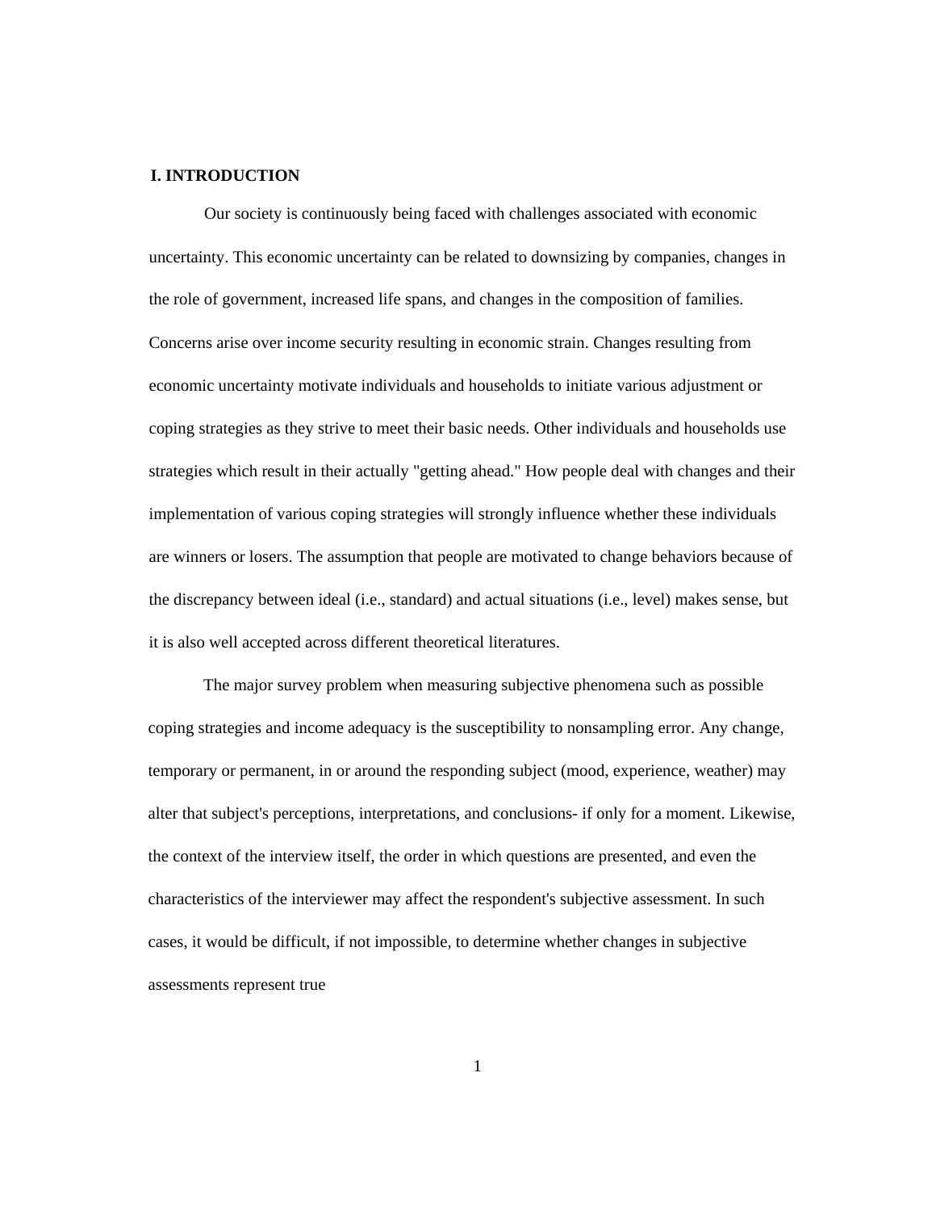## I. INTRODUCTION

Our society is continuously being faced with challenges associated with economic uncertainty. This economic uncertainty can be related to downsizing by companies, changes in the role of government, increased life spans, and changes in the composition of families. Concerns arise over income security resulting in economic strain. Changes resulting from economic uncertainty motivate individuals and households to initiate various adjustment or coping strategies as they strive to meet their basic needs. Other individuals and households use strategies which result in their actually "getting ahead." How people deal with changes and their implementation of various coping strategies will strongly influence whether these individuals are winners or losers. The assumption that people are motivated to change behaviors because of the discrepancy between ideal (i.e., standard) and actual situations (i.e., level) makes sense, but it is also well accepted across different theoretical literatures.

The major survey problem when measuring subjective phenomena such as possible coping strategies and income adequacy is the susceptibility to nonsampling error. Any change, temporary or permanent, in or around the responding subject (mood, experience, weather) may alter that subject's perceptions, interpretations, and conclusions- if only for a moment. Likewise, the context of the interview itself, the order in which questions are presented, and even the characteristics of the interviewer may affect the respondent's subjective assessment. In such cases, it would be difficult, if not impossible, to determine whether changes in subjective assessments represent true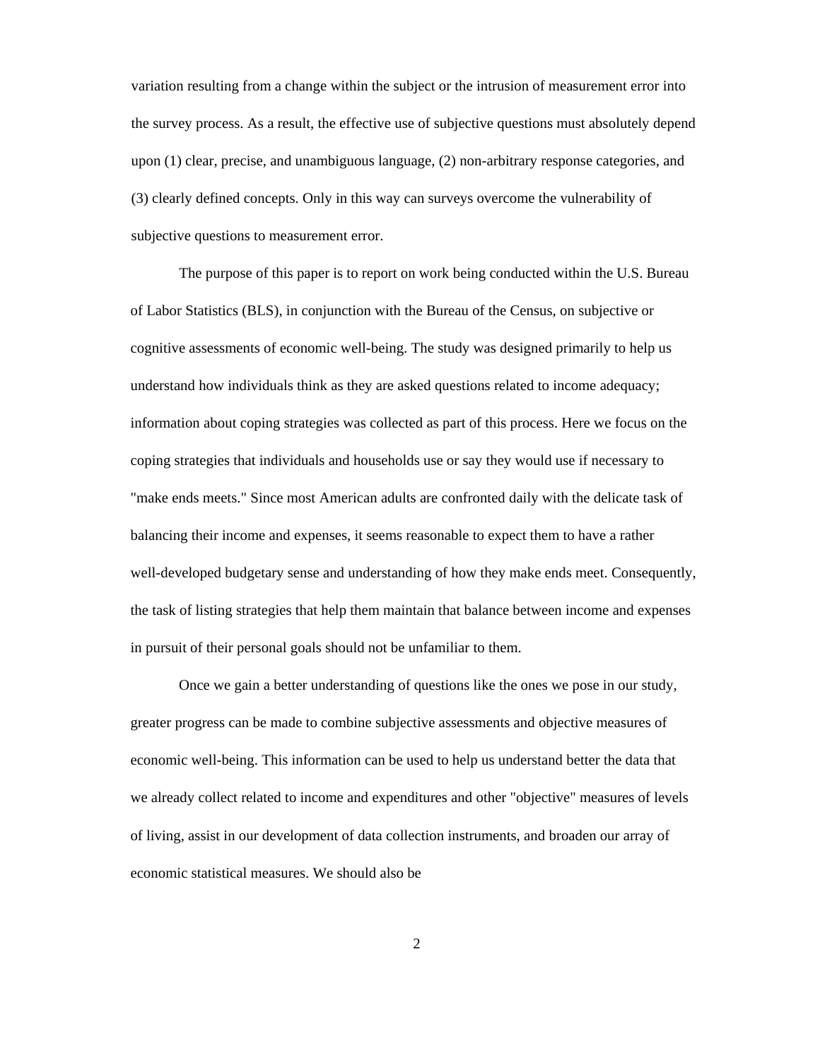variation resulting from a change within the subject or the intrusion of measurement error into the survey process. As a result, the effective use of subjective questions must absolutely depend upon (1) clear, precise, and unambiguous language, (2) non-arbitrary response categories, and (3) clearly defined concepts. Only in this way can surveys overcome the vulnerability of subjective questions to measurement error.

The purpose of this paper is to report on work being conducted within the U.S. Bureau of Labor Statistics (BLS), in conjunction with the Bureau of the Census, on subjective or cognitive assessments of economic well-being. The study was designed primarily to help us understand how individuals think as they are asked questions related to income adequacy; information about coping strategies was collected as part of this process. Here we focus on the coping strategies that individuals and households use or say they would use if necessary to "make ends meets." Since most American adults are confronted daily with the delicate task of balancing their income and expenses, it seems reasonable to expect them to have a rather well-developed budgetary sense and understanding of how they make ends meet. Consequently, the task of listing strategies that help them maintain that balance between income and expenses in pursuit of their personal goals should not be unfamiliar to them.

Once we gain a better understanding of questions like the ones we pose in our study, greater progress can be made to combine subjective assessments and objective measures of economic well-being. This information can be used to help us understand better the data that we already collect related to income and expenditures and other "objective" measures of levels of living, assist in our development of data collection instruments, and broaden our array of economic statistical measures. We should also be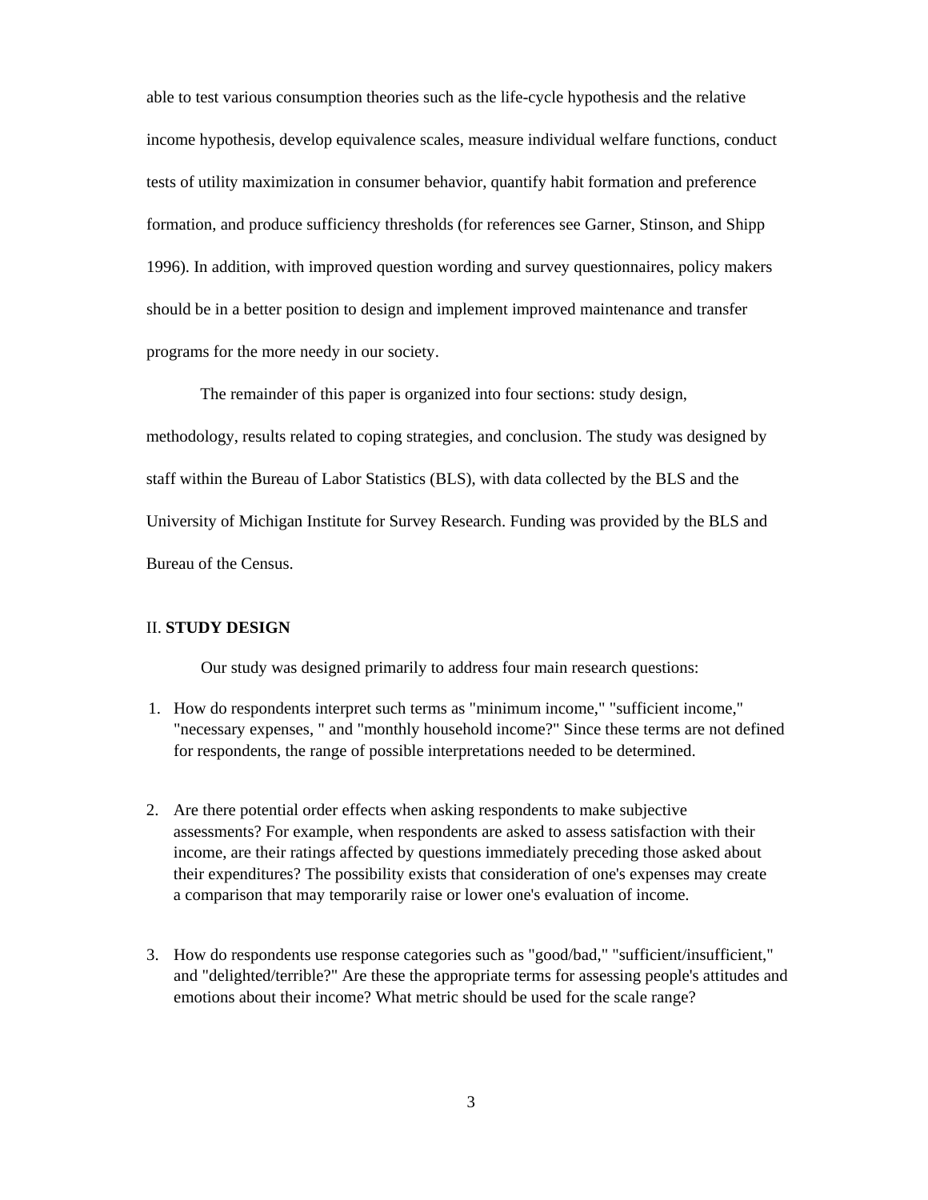able to test various consumption theories such as the life-cycle hypothesis and the relative income hypothesis, develop equivalence scales, measure individual welfare functions, conduct tests of utility maximization in consumer behavior, quantify habit formation and preference formation, and produce sufficiency thresholds (for references see Garner, Stinson, and Shipp 1996). In addition, with improved question wording and survey questionnaires, policy makers should be in a better position to design and implement improved maintenance and transfer programs for the more needy in our society.

The remainder of this paper is organized into four sections: study design, methodology, results related to coping strategies, and conclusion. The study was designed by staff within the Bureau of Labor Statistics (BLS), with data collected by the BLS and the University of Michigan Institute for Survey Research. Funding was provided by the BLS and Bureau of the Census.

## II. **STUDY DESIGN**

Our study was designed primarily to address four main research questions:

1. How do respondents interpret such terms as "minimum income," "sufficient income," "necessary expenses, " and "monthly household income?" Since these terms are not defined for respondents, the range of possible interpretations needed to be determined.

2. Are there potential order effects when asking respondents to make subjective assessments? For example, when respondents are asked to assess satisfaction with their income, are their ratings affected by questions immediately preceding those asked about their expenditures? The possibility exists that consideration of one's expenses may create a comparison that may temporarily raise or lower one's evaluation of income.

3. How do respondents use response categories such as "good/bad," "sufficient/insufficient," and "delighted/terrible?" Are these the appropriate terms for assessing people's attitudes and emotions about their income? What metric should be used for the scale range?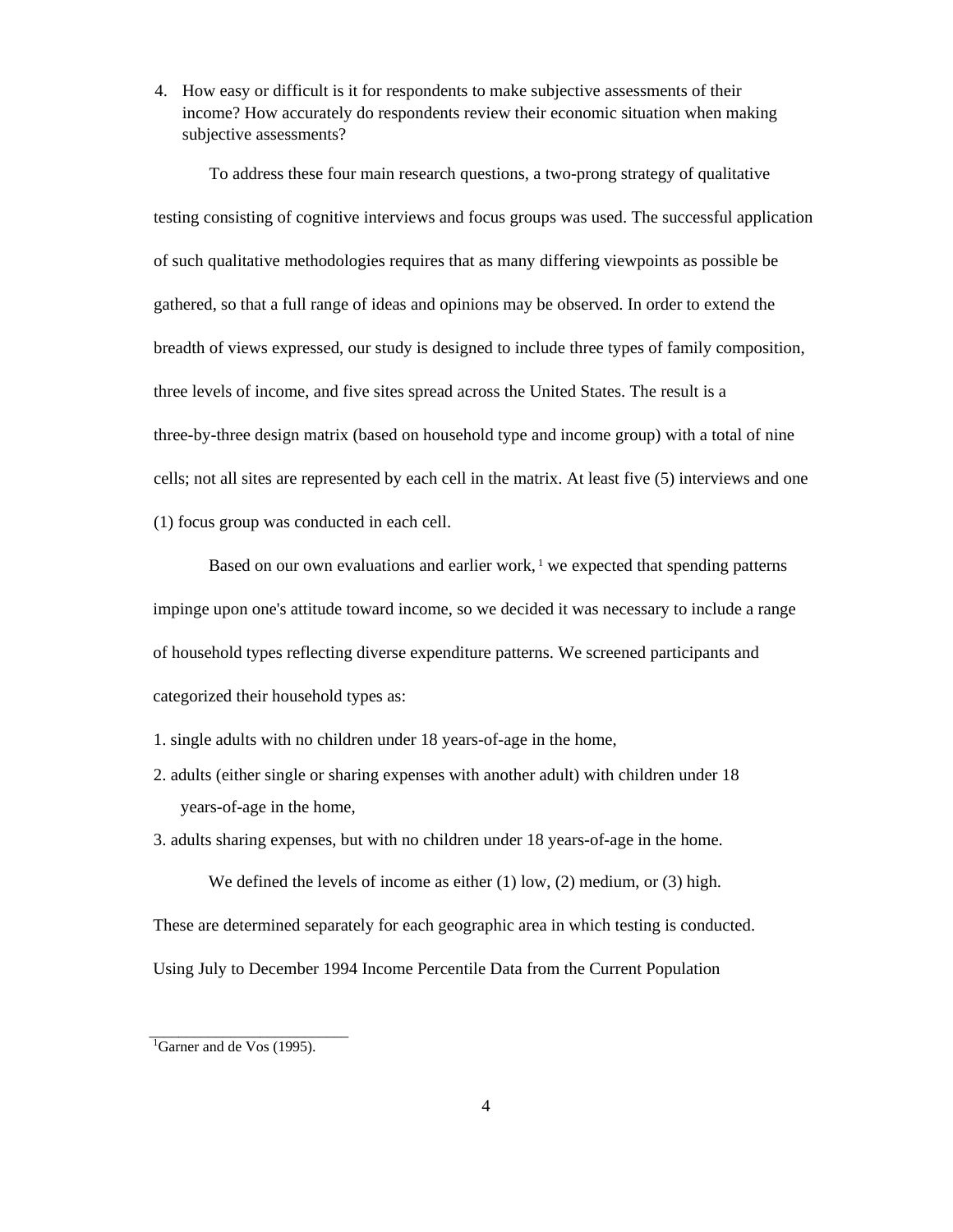4. How easy or difficult is it for respondents to make subjective assessments of their income? How accurately do respondents review their economic situation when making subjective assessments?

To address these four main research questions, a two-prong strategy of qualitative testing consisting of cognitive interviews and focus groups was used. The successful application of such qualitative methodologies requires that as many differing viewpoints as possible be gathered, so that a full range of ideas and opinions may be observed. In order to extend the breadth of views expressed, our study is designed to include three types of family composition, three levels of income, and five sites spread across the United States. The result is a three-by-three design matrix (based on household type and income group) with a total of nine cells; not all sites are represented by each cell in the matrix. At least five (5) interviews and one (1) focus group was conducted in each cell.

Based on our own evaluations and earlier work,[1] we expected that spending patterns impinge upon one's attitude toward income, so we decided it was necessary to include a range of household types reflecting diverse expenditure patterns. We screened participants and categorized their household types as:

1. single adults with no children under 18 years-of-age in the home,
2. adults (either single or sharing expenses with another adult) with children under 18 years-of-age in the home,
3. adults sharing expenses, but with no children under 18 years-of-age in the home.

We defined the levels of income as either (1) low, (2) medium, or (3) high. These are determined separately for each geographic area in which testing is conducted. Using July to December 1994 Income Percentile Data from the Current Population

[1] Garner and de Vos (1995).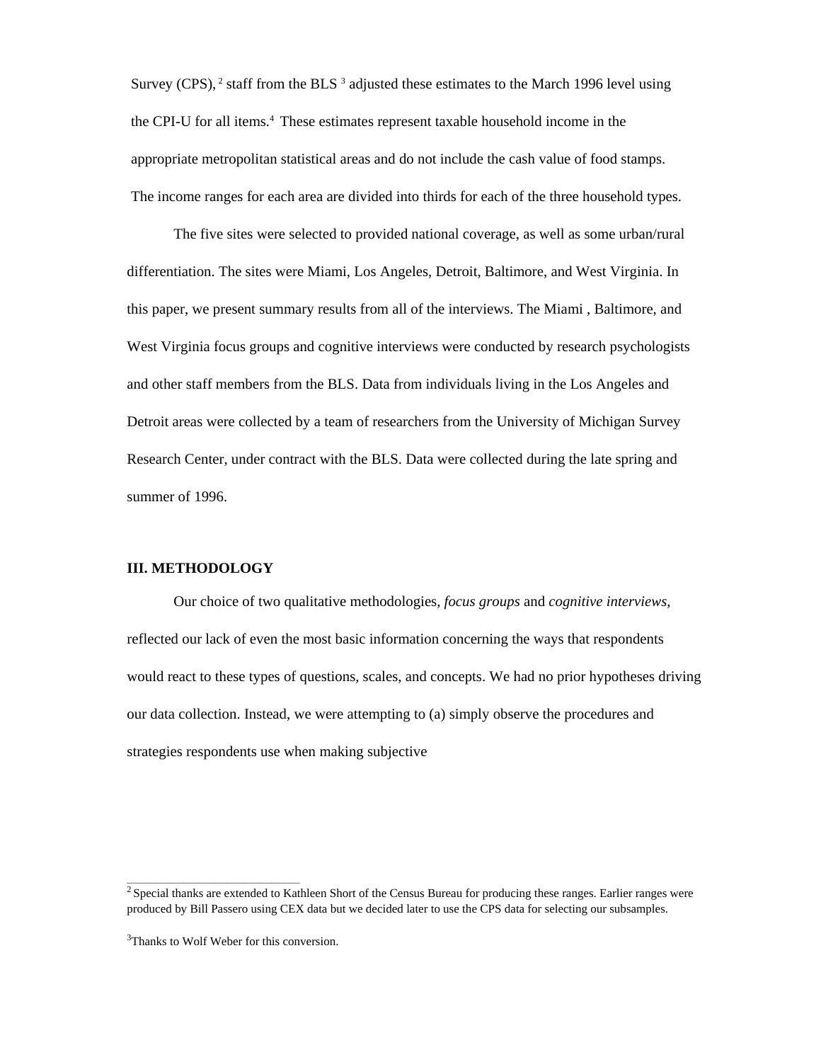Survey (CPS),[2] staff from the BLS [3] adjusted these estimates to the March 1996 level using the CPI-U for all items.[4] These estimates represent taxable household income in the appropriate metropolitan statistical areas and do not include the cash value of food stamps. The income ranges for each area are divided into thirds for each of the three household types.

The five sites were selected to provided national coverage, as well as some urban/rural differentiation. The sites were Miami, Los Angeles, Detroit, Baltimore, and West Virginia. In this paper, we present summary results from all of the interviews. The Miami , Baltimore, and West Virginia focus groups and cognitive interviews were conducted by research psychologists and other staff members from the BLS. Data from individuals living in the Los Angeles and Detroit areas were collected by a team of researchers from the University of Michigan Survey Research Center, under contract with the BLS. Data were collected during the late spring and summer of 1996.

### III. METHODOLOGY

Our choice of two qualitative methodologies, *focus groups* and *cognitive interviews,* reflected our lack of even the most basic information concerning the ways that respondents would react to these types of questions, scales, and concepts. We had no prior hypotheses driving our data collection. Instead, we were attempting to (a) simply observe the procedures and strategies respondents use when making subjective

---

[2] Special thanks are extended to Kathleen Short of the Census Bureau for producing these ranges. Earlier ranges were produced by Bill Passero using CEX data but we decided later to use the CPS data for selecting our subsamples.

[3] Thanks to Wolf Weber for this conversion.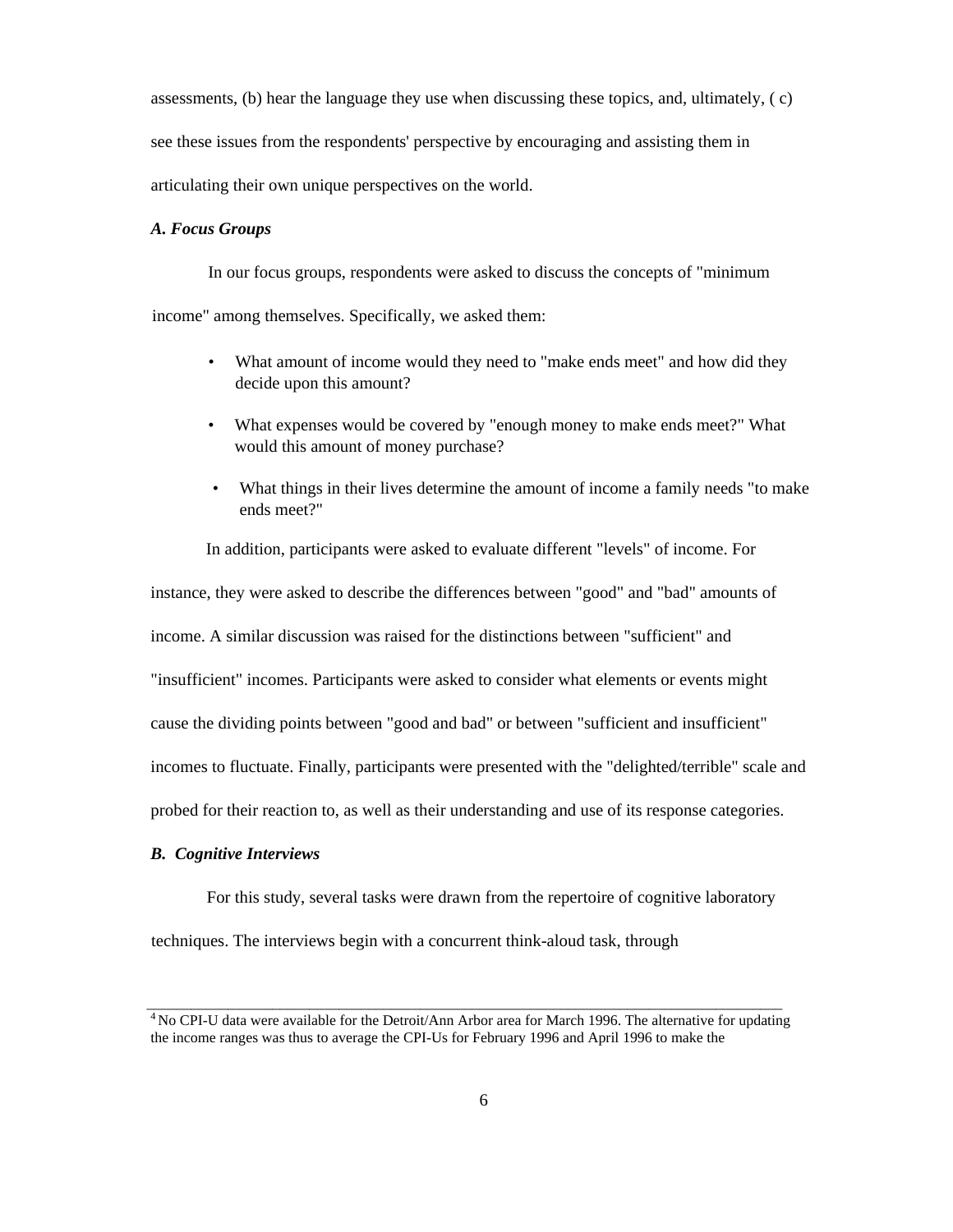assessments, (b) hear the language they use when discussing these topics, and, ultimately, ( c) see these issues from the respondents' perspective by encouraging and assisting them in articulating their own unique perspectives on the world.

### *A. Focus Groups*

In our focus groups, respondents were asked to discuss the concepts of "minimum income" among themselves. Specifically, we asked them:

- What amount of income would they need to "make ends meet" and how did they decide upon this amount?
- What expenses would be covered by "enough money to make ends meet?" What would this amount of money purchase?
- What things in their lives determine the amount of income a family needs "to make ends meet?"

In addition, participants were asked to evaluate different "levels" of income. For instance, they were asked to describe the differences between "good" and "bad" amounts of income. A similar discussion was raised for the distinctions between "sufficient" and "insufficient" incomes. Participants were asked to consider what elements or events might cause the dividing points between "good and bad" or between "sufficient and insufficient" incomes to fluctuate. Finally, participants were presented with the "delighted/terrible" scale and probed for their reaction to, as well as their understanding and use of its response categories.

### *B. Cognitive Interviews*

For this study, several tasks were drawn from the repertoire of cognitive laboratory techniques. The interviews begin with a concurrent think-aloud task, through

---

[4] No CPI-U data were available for the Detroit/Ann Arbor area for March 1996. The alternative for updating the income ranges was thus to average the CPI-Us for February 1996 and April 1996 to make the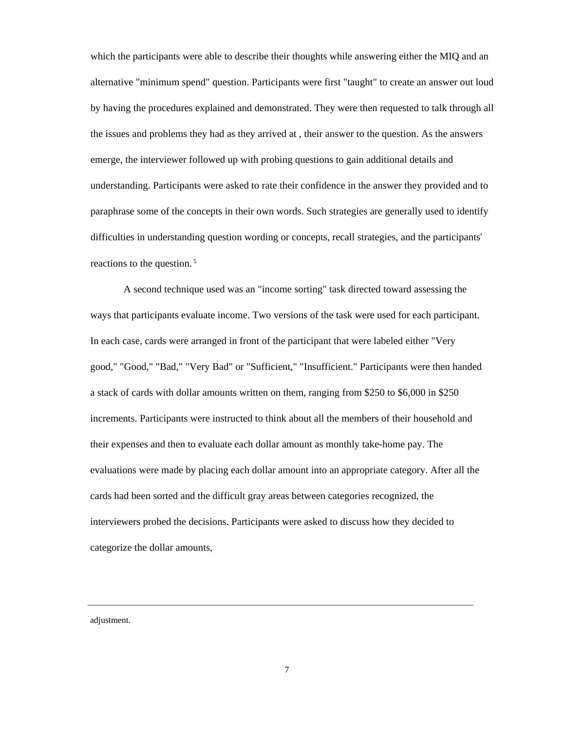which the participants were able to describe their thoughts while answering either the MIQ and an alternative "minimum spend" question. Participants were first "taught" to create an answer out loud by having the procedures explained and demonstrated. They were then requested to talk through all the issues and problems they had as they arrived at , their answer to the question. As the answers emerge, the interviewer followed up with probing questions to gain additional details and understanding. Participants were asked to rate their confidence in the answer they provided and to paraphrase some of the concepts in their own words. Such strategies are generally used to identify difficulties in understanding question wording or concepts, recall strategies, and the participants' reactions to the question.[5]

A second technique used was an "income sorting" task directed toward assessing the ways that participants evaluate income. Two versions of the task were used for each participant. In each case, cards were arranged in front of the participant that were labeled either "Very good," "Good," "Bad," "Very Bad" or "Sufficient," "Insufficient." Participants were then handed a stack of cards with dollar amounts written on them, ranging from $250 to $6,000 in $250 increments. Participants were instructed to think about all the members of their household and their expenses and then to evaluate each dollar amount as monthly take-home pay. The evaluations were made by placing each dollar amount into an appropriate category. After all the cards had been sorted and the difficult gray areas between categories recognized, the interviewers probed the decisions. Participants were asked to discuss how they decided to categorize the dollar amounts,

---

adjustment.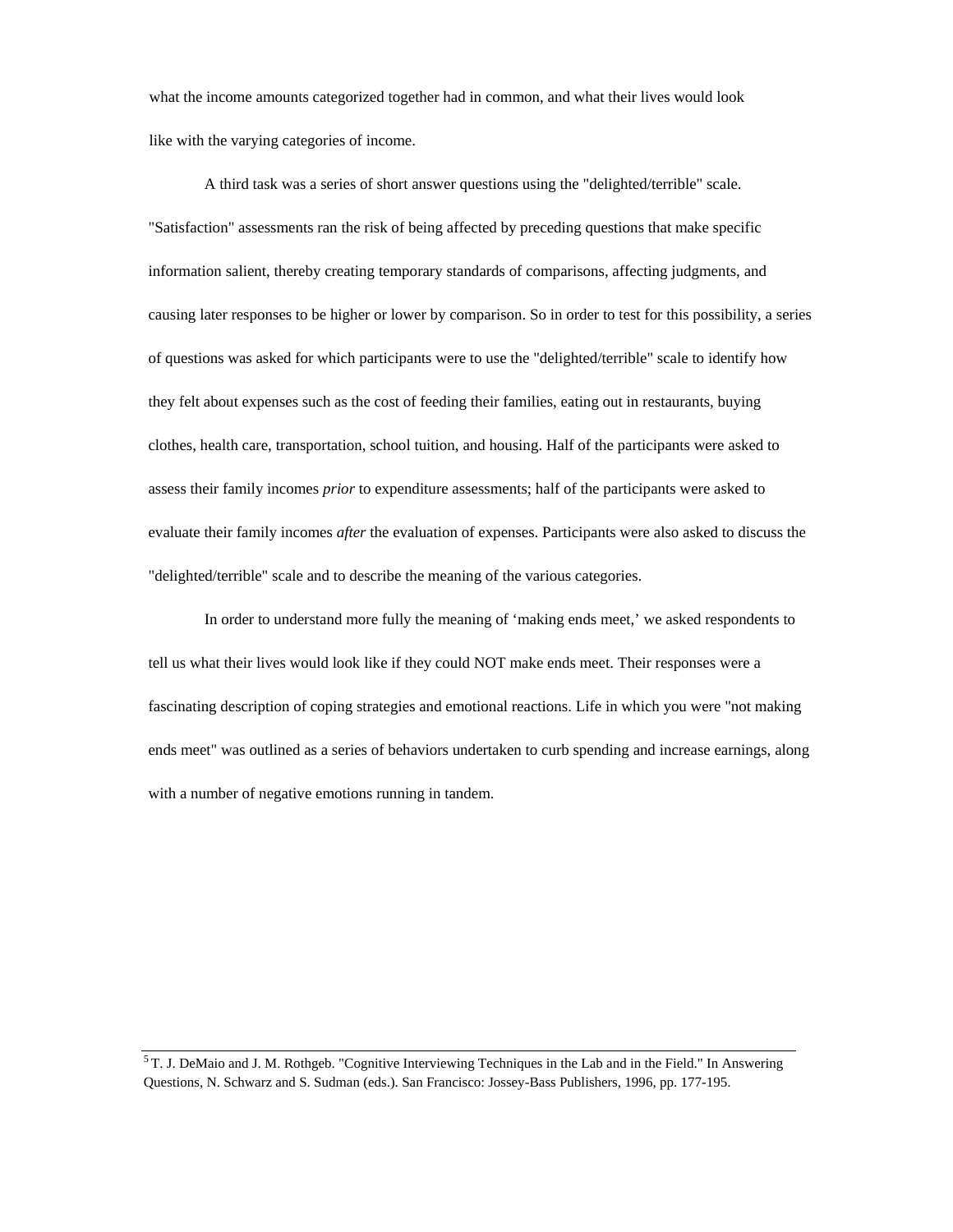what the income amounts categorized together had in common, and what their lives would look like with the varying categories of income.

A third task was a series of short answer questions using the "delighted/terrible" scale. "Satisfaction" assessments ran the risk of being affected by preceding questions that make specific information salient, thereby creating temporary standards of comparisons, affecting judgments, and causing later responses to be higher or lower by comparison. So in order to test for this possibility, a series of questions was asked for which participants were to use the "delighted/terrible" scale to identify how they felt about expenses such as the cost of feeding their families, eating out in restaurants, buying clothes, health care, transportation, school tuition, and housing. Half of the participants were asked to assess their family incomes *prior* to expenditure assessments; half of the participants were asked to evaluate their family incomes *after* the evaluation of expenses. Participants were also asked to discuss the "delighted/terrible" scale and to describe the meaning of the various categories.

In order to understand more fully the meaning of 'making ends meet,' we asked respondents to tell us what their lives would look like if they could NOT make ends meet. Their responses were a fascinating description of coping strategies and emotional reactions. Life in which you were "not making ends meet" was outlined as a series of behaviors undertaken to curb spending and increase earnings, along with a number of negative emotions running in tandem.

---

[5] T. J. DeMaio and J. M. Rothgeb. "Cognitive Interviewing Techniques in the Lab and in the Field." In Answering Questions, N. Schwarz and S. Sudman (eds.). San Francisco: Jossey-Bass Publishers, 1996, pp. 177-195.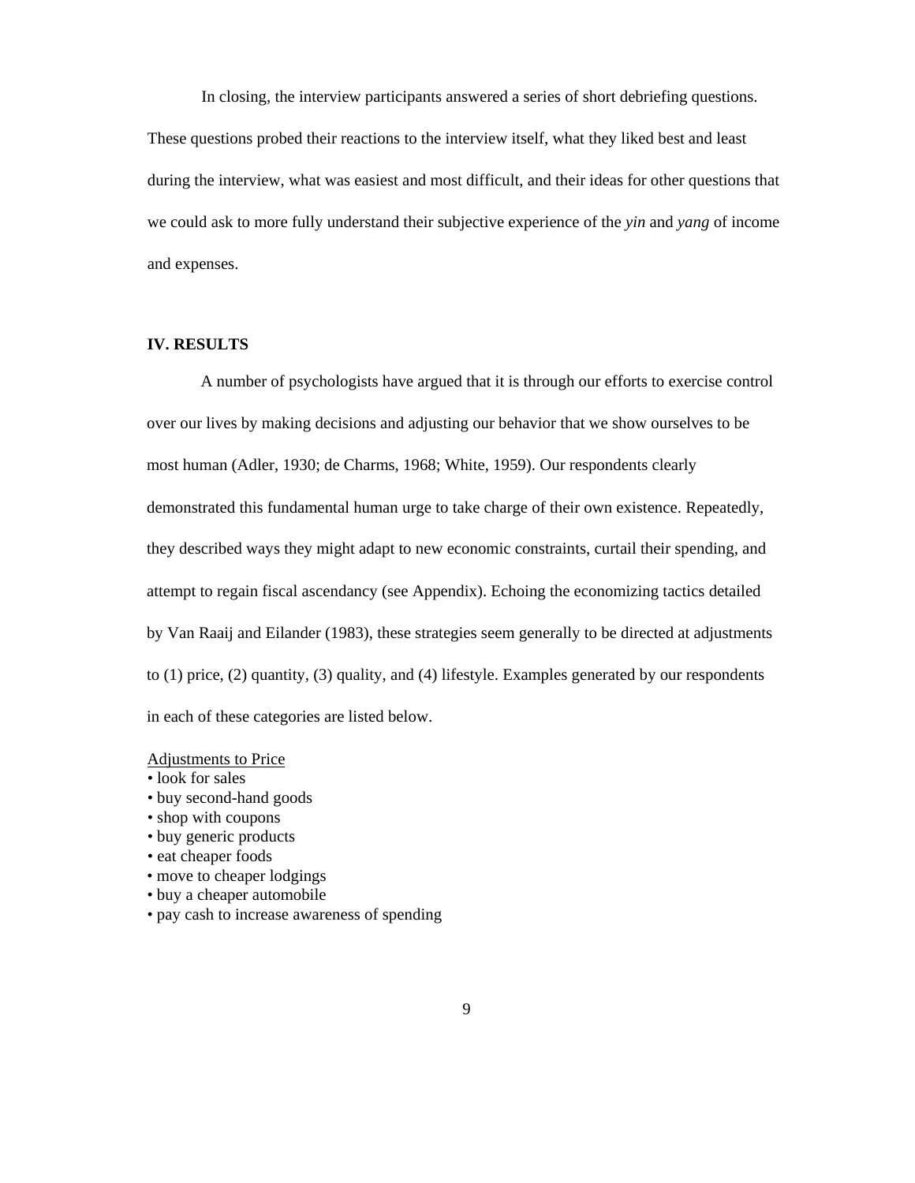In closing, the interview participants answered a series of short debriefing questions. These questions probed their reactions to the interview itself, what they liked best and least during the interview, what was easiest and most difficult, and their ideas for other questions that we could ask to more fully understand their subjective experience of the *yin* and *yang* of income and expenses.

## IV. RESULTS

A number of psychologists have argued that it is through our efforts to exercise control over our lives by making decisions and adjusting our behavior that we show ourselves to be most human (Adler, 1930; de Charms, 1968; White, 1959). Our respondents clearly demonstrated this fundamental human urge to take charge of their own existence. Repeatedly, they described ways they might adapt to new economic constraints, curtail their spending, and attempt to regain fiscal ascendancy (see Appendix). Echoing the economizing tactics detailed by Van Raaij and Eilander (1983), these strategies seem generally to be directed at adjustments to (1) price, (2) quantity, (3) quality, and (4) lifestyle. Examples generated by our respondents in each of these categories are listed below.

<u>Adjustments to Price</u>

- look for sales
- buy second-hand goods
- shop with coupons
- buy generic products
- eat cheaper foods
- move to cheaper lodgings
- buy a cheaper automobile
- pay cash to increase awareness of spending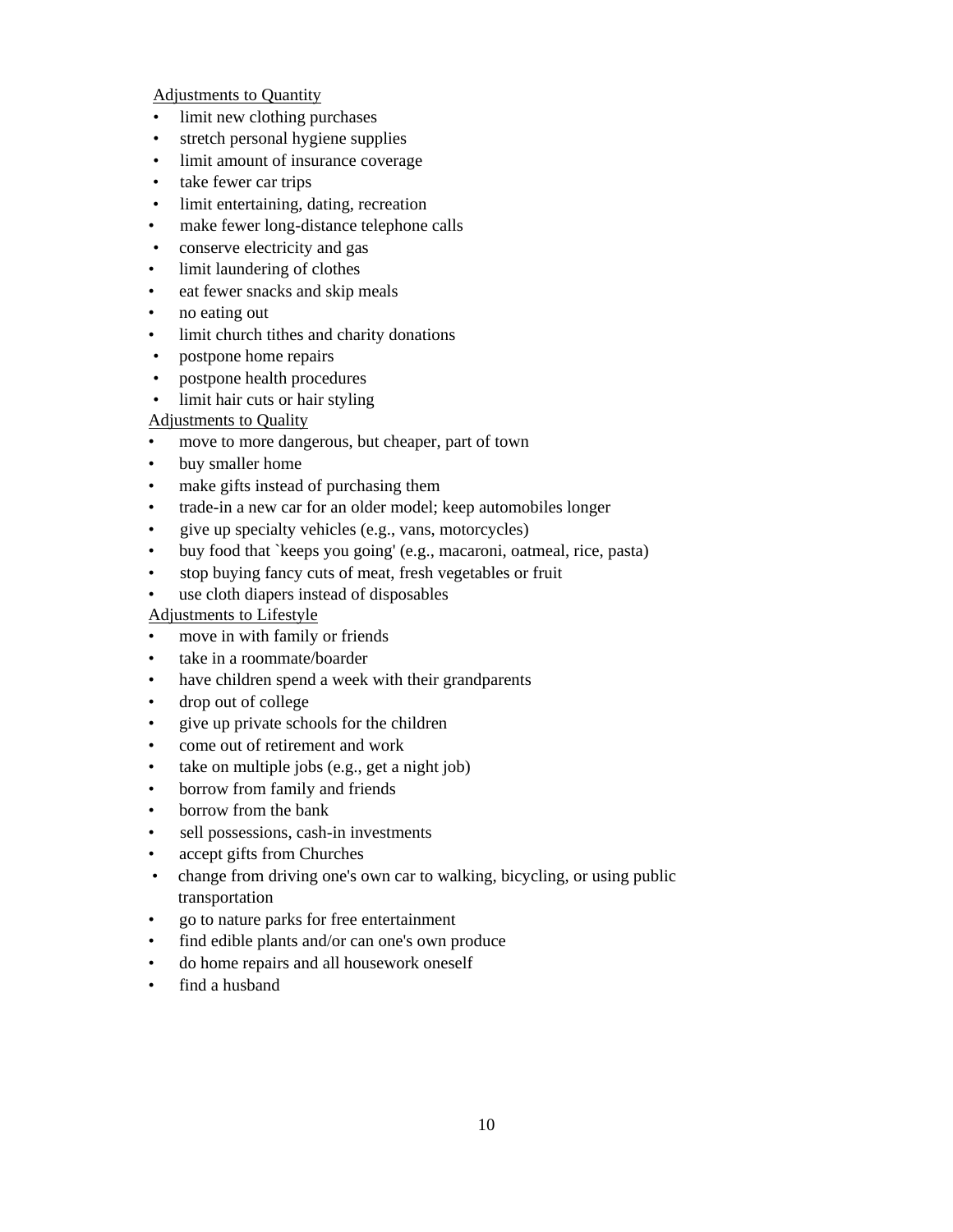Adjustments to Quantity

- limit new clothing purchases
- stretch personal hygiene supplies
- limit amount of insurance coverage
- take fewer car trips
- limit entertaining, dating, recreation
- make fewer long-distance telephone calls
- conserve electricity and gas
- limit laundering of clothes
- eat fewer snacks and skip meals
- no eating out
- limit church tithes and charity donations
- postpone home repairs
- postpone health procedures
- limit hair cuts or hair styling

Adjustments to Quality

- move to more dangerous, but cheaper, part of town
- buy smaller home
- make gifts instead of purchasing them
- trade-in a new car for an older model; keep automobiles longer
- give up specialty vehicles (e.g., vans, motorcycles)
- buy food that `keeps you going' (e.g., macaroni, oatmeal, rice, pasta)
- stop buying fancy cuts of meat, fresh vegetables or fruit
- use cloth diapers instead of disposables

Adjustments to Lifestyle

- move in with family or friends
- take in a roommate/boarder
- have children spend a week with their grandparents
- drop out of college
- give up private schools for the children
- come out of retirement and work
- take on multiple jobs (e.g., get a night job)
- borrow from family and friends
- borrow from the bank
- sell possessions, cash-in investments
- accept gifts from Churches
- change from driving one's own car to walking, bicycling, or using public transportation
- go to nature parks for free entertainment
- find edible plants and/or can one's own produce
- do home repairs and all housework oneself
- find a husband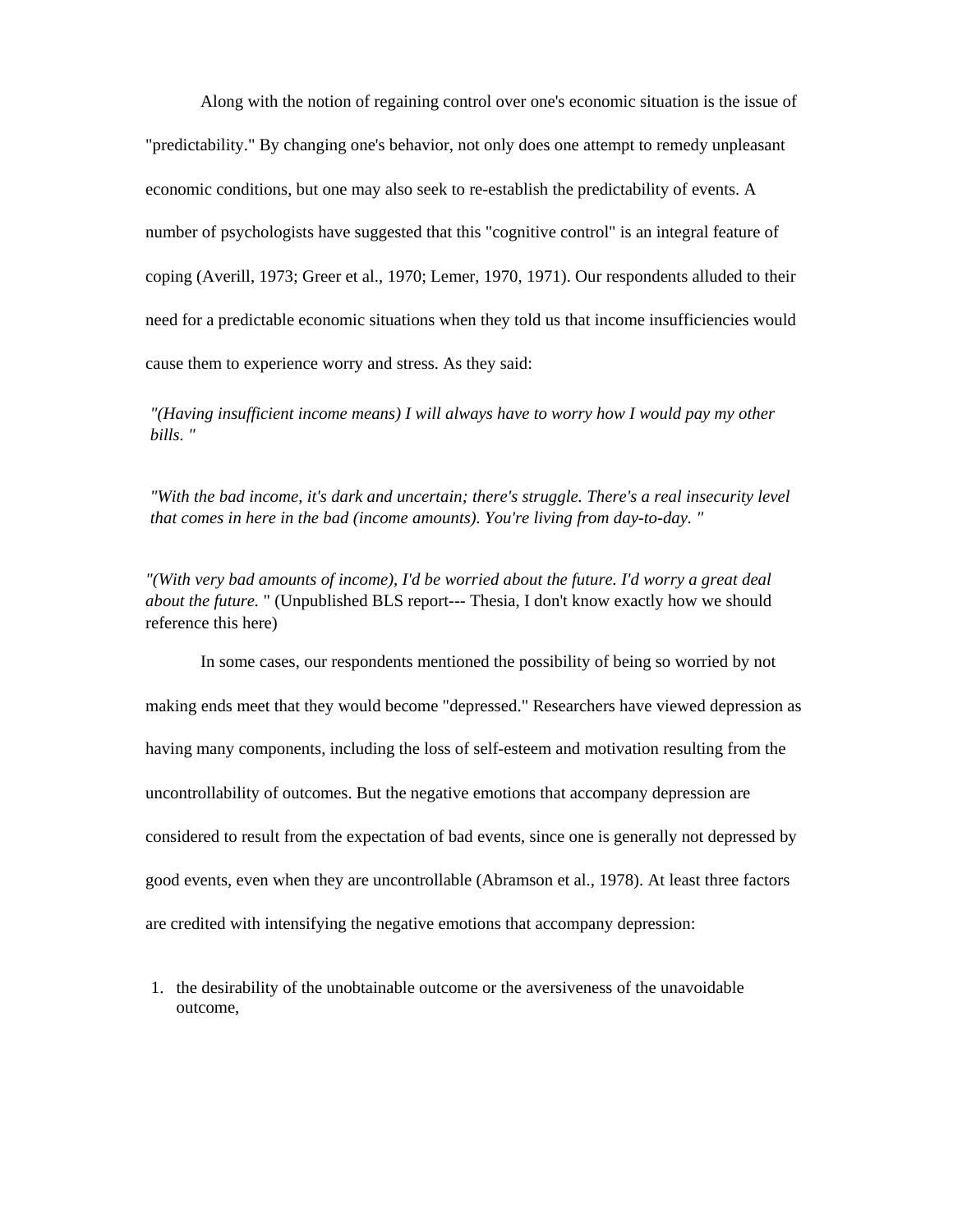Along with the notion of regaining control over one's economic situation is the issue of "predictability." By changing one's behavior, not only does one attempt to remedy unpleasant economic conditions, but one may also seek to re-establish the predictability of events. A number of psychologists have suggested that this "cognitive control" is an integral feature of coping (Averill, 1973; Greer et al., 1970; Lemer, 1970, 1971). Our respondents alluded to their need for a predictable economic situations when they told us that income insufficiencies would cause them to experience worry and stress. As they said:

> *"(Having insufficient income means) I will always have to worry how I would pay my other bills. "*

> *"With the bad income, it's dark and uncertain; there's struggle. There's a real insecurity level that comes in here in the bad (income amounts). You're living from day-to-day. "*

*"(With very bad amounts of income), I'd be worried about the future. I'd worry a great deal about the future.* " (Unpublished BLS report--- Thesia, I don't know exactly how we should reference this here)

In some cases, our respondents mentioned the possibility of being so worried by not making ends meet that they would become "depressed." Researchers have viewed depression as having many components, including the loss of self-esteem and motivation resulting from the uncontrollability of outcomes. But the negative emotions that accompany depression are considered to result from the expectation of bad events, since one is generally not depressed by good events, even when they are uncontrollable (Abramson et al., 1978). At least three factors are credited with intensifying the negative emotions that accompany depression:

1. the desirability of the unobtainable outcome or the aversiveness of the unavoidable outcome,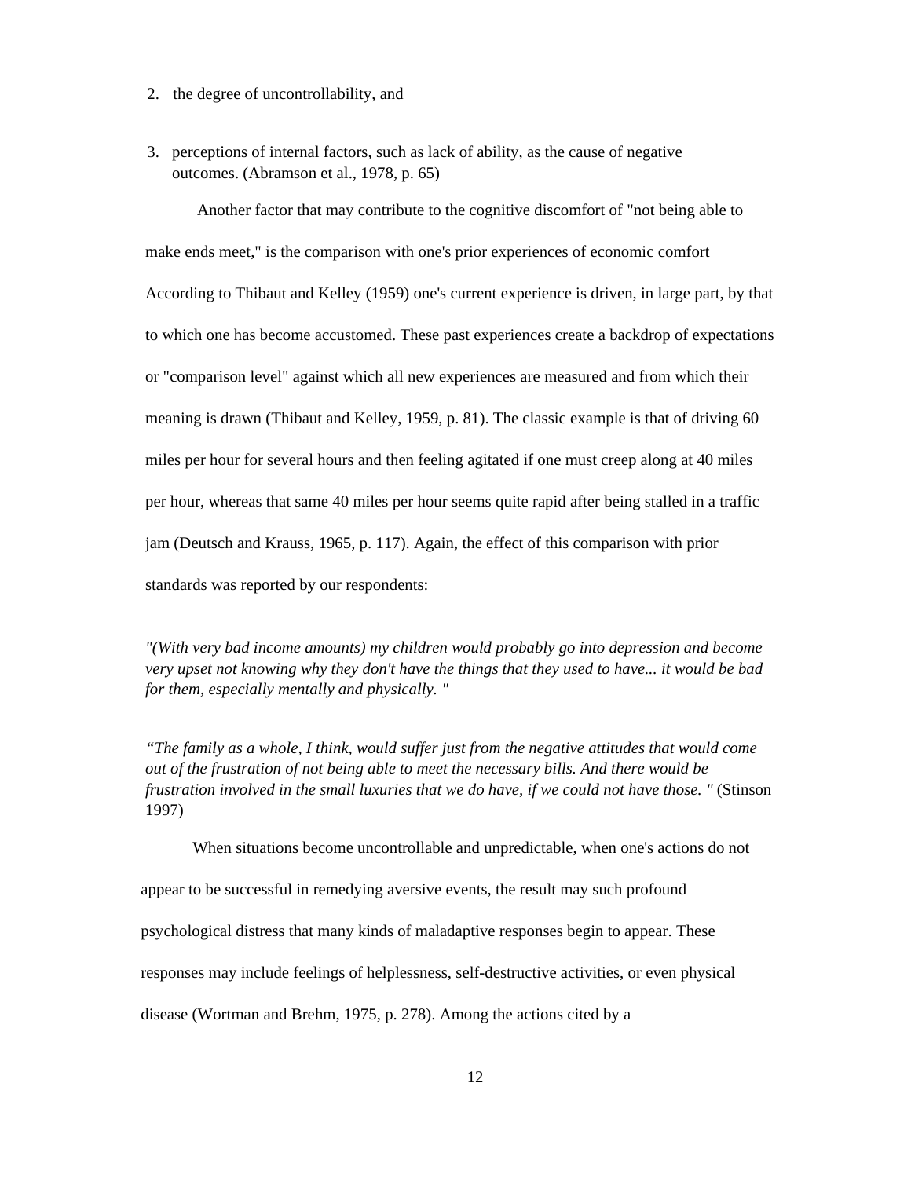2. the degree of uncontrollability, and

3. perceptions of internal factors, such as lack of ability, as the cause of negative outcomes. (Abramson et al., 1978, p. 65)

Another factor that may contribute to the cognitive discomfort of "not being able to make ends meet," is the comparison with one's prior experiences of economic comfort According to Thibaut and Kelley (1959) one's current experience is driven, in large part, by that to which one has become accustomed. These past experiences create a backdrop of expectations or "comparison level" against which all new experiences are measured and from which their meaning is drawn (Thibaut and Kelley, 1959, p. 81). The classic example is that of driving 60 miles per hour for several hours and then feeling agitated if one must creep along at 40 miles per hour, whereas that same 40 miles per hour seems quite rapid after being stalled in a traffic jam (Deutsch and Krauss, 1965, p. 117). Again, the effect of this comparison with prior standards was reported by our respondents:

*"(With very bad income amounts) my children would probably go into depression and become very upset not knowing why they don't have the things that they used to have... it would be bad for them, especially mentally and physically. "*

*"The family as a whole, I think, would suffer just from the negative attitudes that would come out of the frustration of not being able to meet the necessary bills. And there would be frustration involved in the small luxuries that we do have, if we could not have those. "* (Stinson 1997)

When situations become uncontrollable and unpredictable, when one's actions do not appear to be successful in remedying aversive events, the result may such profound psychological distress that many kinds of maladaptive responses begin to appear. These responses may include feelings of helplessness, self-destructive activities, or even physical disease (Wortman and Brehm, 1975, p. 278). Among the actions cited by a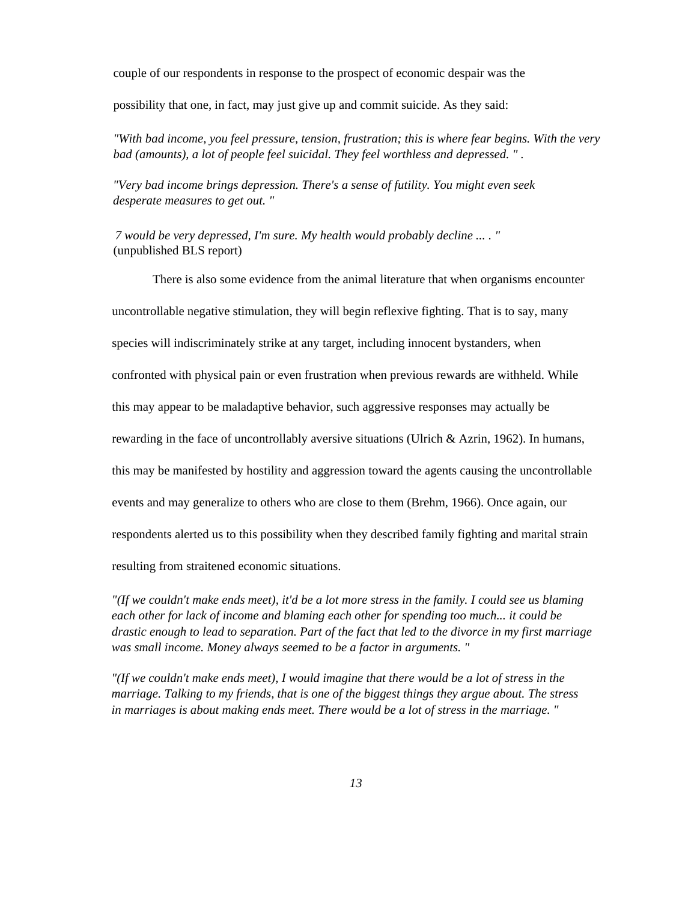couple of our respondents in response to the prospect of economic despair was the possibility that one, in fact, may just give up and commit suicide. As they said:

*"With bad income, you feel pressure, tension, frustration; this is where fear begins. With the very bad (amounts), a lot of people feel suicidal. They feel worthless and depressed. "* .

*"Very bad income brings depression. There's a sense of futility. You might even seek desperate measures to get out. "*

*7 would be very depressed, I'm sure. My health would probably decline ... . "*
(unpublished BLS report)

There is also some evidence from the animal literature that when organisms encounter uncontrollable negative stimulation, they will begin reflexive fighting. That is to say, many species will indiscriminately strike at any target, including innocent bystanders, when confronted with physical pain or even frustration when previous rewards are withheld. While this may appear to be maladaptive behavior, such aggressive responses may actually be rewarding in the face of uncontrollably aversive situations (Ulrich & Azrin, 1962). In humans, this may be manifested by hostility and aggression toward the agents causing the uncontrollable events and may generalize to others who are close to them (Brehm, 1966). Once again, our respondents alerted us to this possibility when they described family fighting and marital strain resulting from straitened economic situations.

*"(If we couldn't make ends meet), it'd be a lot more stress in the family. I could see us blaming each other for lack of income and blaming each other for spending too much... it could be drastic enough to lead to separation. Part of the fact that led to the divorce in my first marriage was small income. Money always seemed to be a factor in arguments. "*

*"(If we couldn't make ends meet), I would imagine that there would be a lot of stress in the marriage. Talking to my friends, that is one of the biggest things they argue about. The stress in marriages is about making ends meet. There would be a lot of stress in the marriage. "*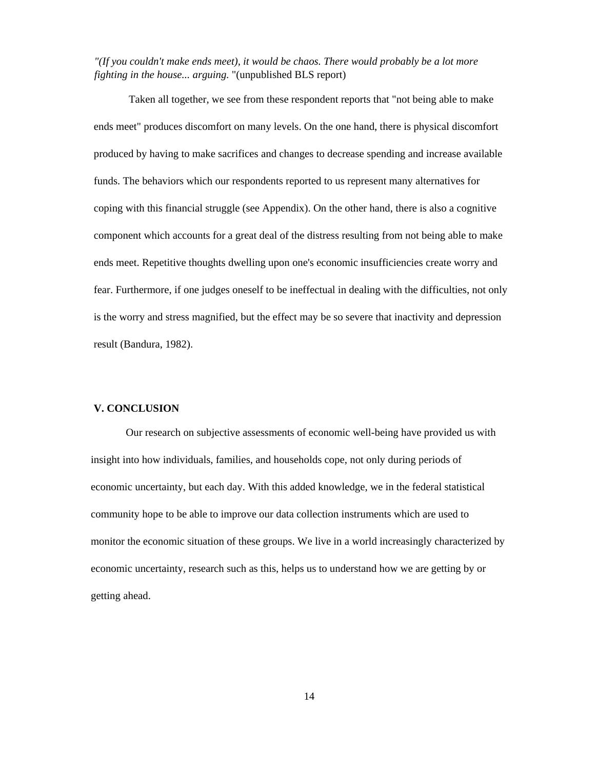*"(If you couldn't make ends meet), it would be chaos. There would probably be a lot more fighting in the house... arguing.* "(unpublished BLS report)

Taken all together, we see from these respondent reports that "not being able to make ends meet" produces discomfort on many levels. On the one hand, there is physical discomfort produced by having to make sacrifices and changes to decrease spending and increase available funds. The behaviors which our respondents reported to us represent many alternatives for coping with this financial struggle (see Appendix). On the other hand, there is also a cognitive component which accounts for a great deal of the distress resulting from not being able to make ends meet. Repetitive thoughts dwelling upon one's economic insufficiencies create worry and fear. Furthermore, if one judges oneself to be ineffectual in dealing with the difficulties, not only is the worry and stress magnified, but the effect may be so severe that inactivity and depression result (Bandura, 1982).

## V. CONCLUSION

Our research on subjective assessments of economic well-being have provided us with insight into how individuals, families, and households cope, not only during periods of economic uncertainty, but each day. With this added knowledge, we in the federal statistical community hope to be able to improve our data collection instruments which are used to monitor the economic situation of these groups. We live in a world increasingly characterized by economic uncertainty, research such as this, helps us to understand how we are getting by or getting ahead.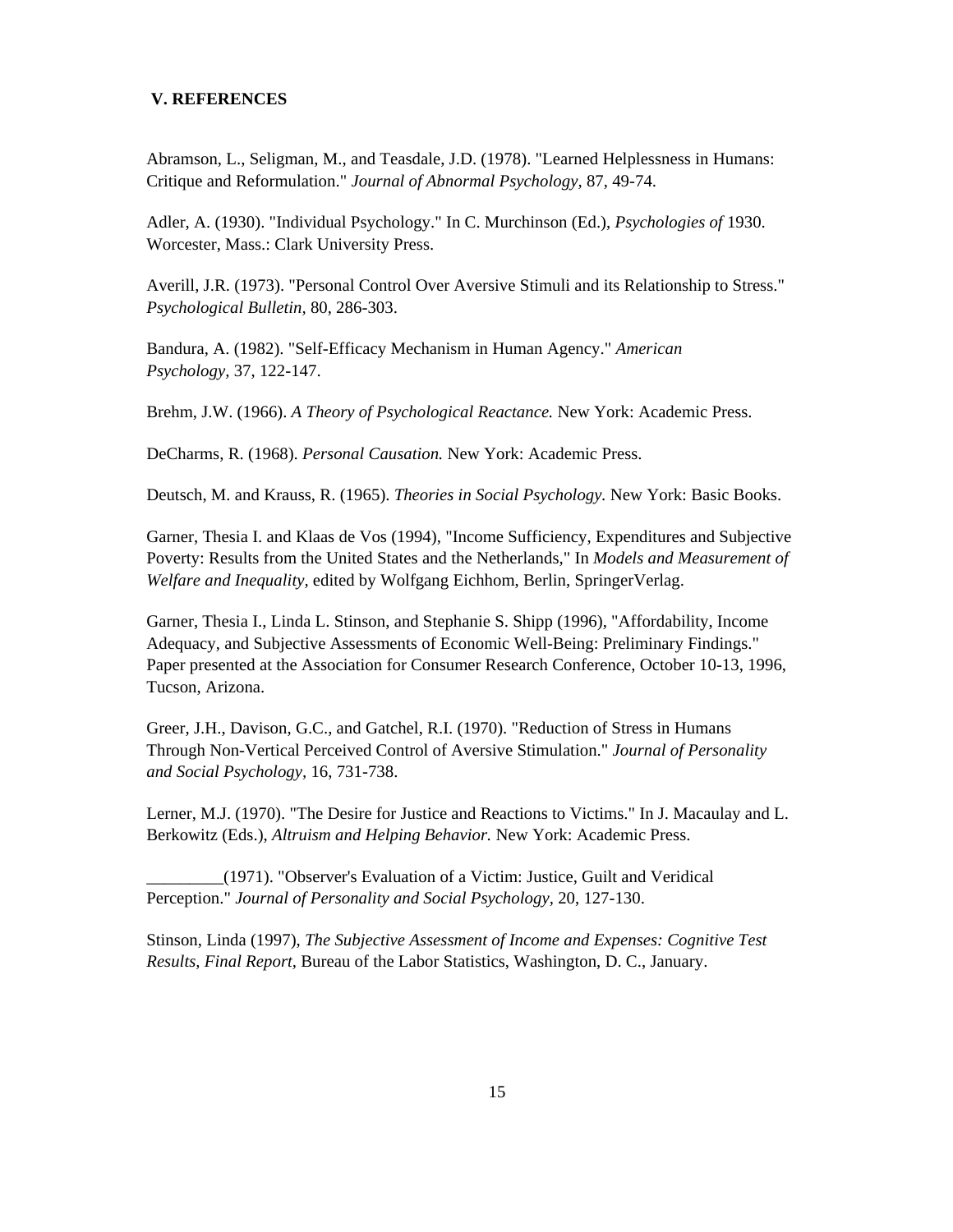## V. REFERENCES

Abramson, L., Seligman, M., and Teasdale, J.D. (1978). "Learned Helplessness in Humans: Critique and Reformulation." *Journal of Abnormal Psychology,* 87, 49-74.

Adler, A. (1930). "Individual Psychology." In C. Murchinson (Ed.), *Psychologies of* 1930. Worcester, Mass.: Clark University Press.

Averill, J.R. (1973). "Personal Control Over Aversive Stimuli and its Relationship to Stress." *Psychological Bulletin,* 80, 286-303.

Bandura, A. (1982). "Self-Efficacy Mechanism in Human Agency." *American Psychology,* 37, 122-147.

Brehm, J.W. (1966). *A Theory of Psychological Reactance.* New York: Academic Press.

DeCharms, R. (1968). *Personal Causation.* New York: Academic Press.

Deutsch, M. and Krauss, R. (1965). *Theories in Social Psychology.* New York: Basic Books.

Garner, Thesia I. and Klaas de Vos (1994), "Income Sufficiency, Expenditures and Subjective Poverty: Results from the United States and the Netherlands," In *Models and Measurement of Welfare and Inequality,* edited by Wolfgang Eichhom, Berlin, SpringerVerlag.

Garner, Thesia I., Linda L. Stinson, and Stephanie S. Shipp (1996), "Affordability, Income Adequacy, and Subjective Assessments of Economic Well-Being: Preliminary Findings." Paper presented at the Association for Consumer Research Conference, October 10-13, 1996, Tucson, Arizona.

Greer, J.H., Davison, G.C., and Gatchel, R.I. (1970). "Reduction of Stress in Humans Through Non-Vertical Perceived Control of Aversive Stimulation." *Journal of Personality and Social Psychology,* 16, 731-738.

Lerner, M.J. (1970). "The Desire for Justice and Reactions to Victims." In J. Macaulay and L. Berkowitz (Eds.), *Altruism and Helping Behavior.* New York: Academic Press.

_________(1971). "Observer's Evaluation of a Victim: Justice, Guilt and Veridical Perception." *Journal of Personality and Social Psychology,* 20, 127-130.

Stinson, Linda (1997), *The Subjective Assessment of Income and Expenses: Cognitive Test Results, Final Report,* Bureau of the Labor Statistics, Washington, D. C., January.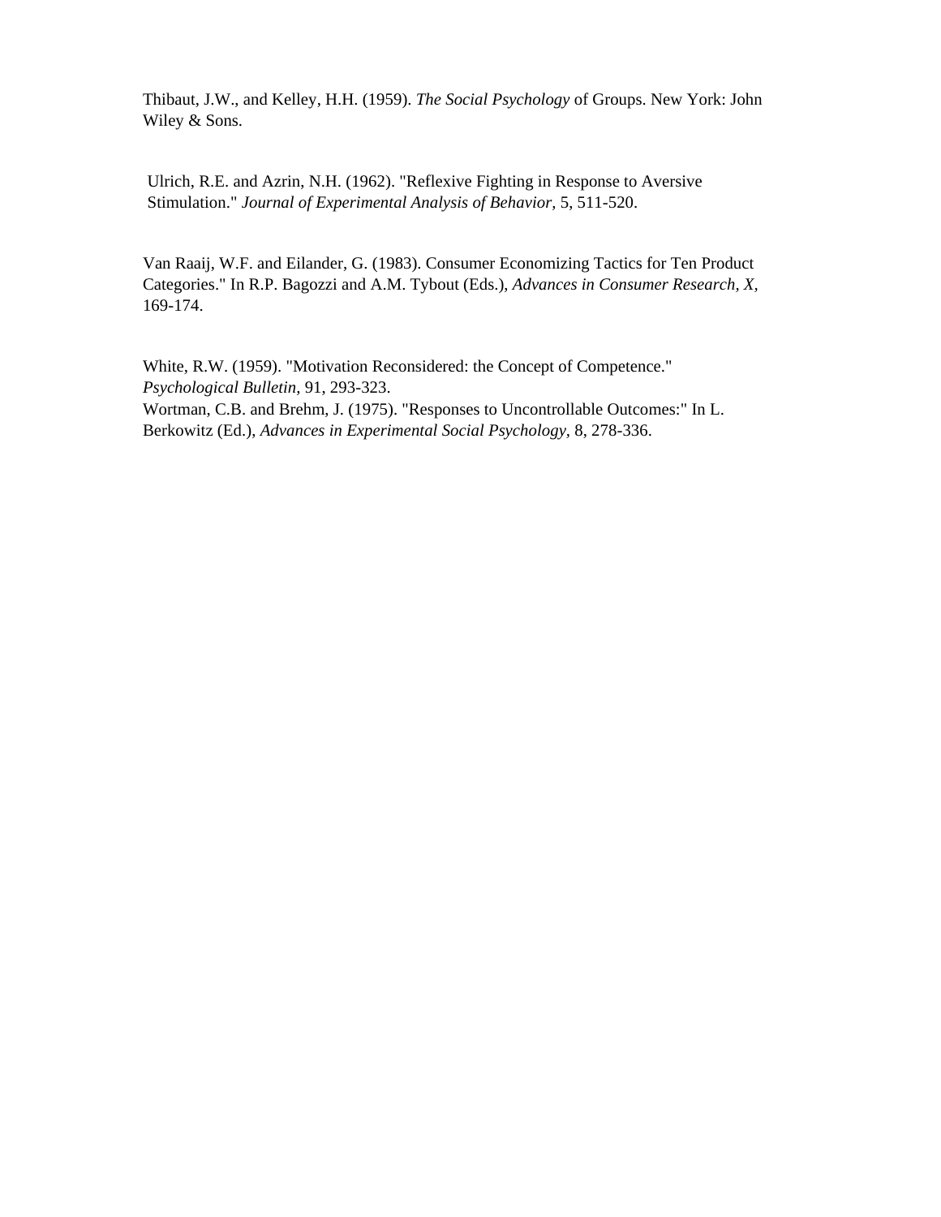Thibaut, J.W., and Kelley, H.H. (1959). *The Social Psychology* of Groups. New York: John Wiley & Sons.

Ulrich, R.E. and Azrin, N.H. (1962). "Reflexive Fighting in Response to Aversive Stimulation." *Journal of Experimental Analysis of Behavior,* 5, 511-520.

Van Raaij, W.F. and Eilander, G. (1983). Consumer Economizing Tactics for Ten Product Categories." In R.P. Bagozzi and A.M. Tybout (Eds.), *Advances in Consumer Research, X,* 169-174.

White, R.W. (1959). "Motivation Reconsidered: the Concept of Competence." *Psychological Bulletin,* 91, 293-323.

Wortman, C.B. and Brehm, J. (1975). "Responses to Uncontrollable Outcomes:" In L. Berkowitz (Ed.), *Advances in Experimental Social Psychology,* 8, 278-336.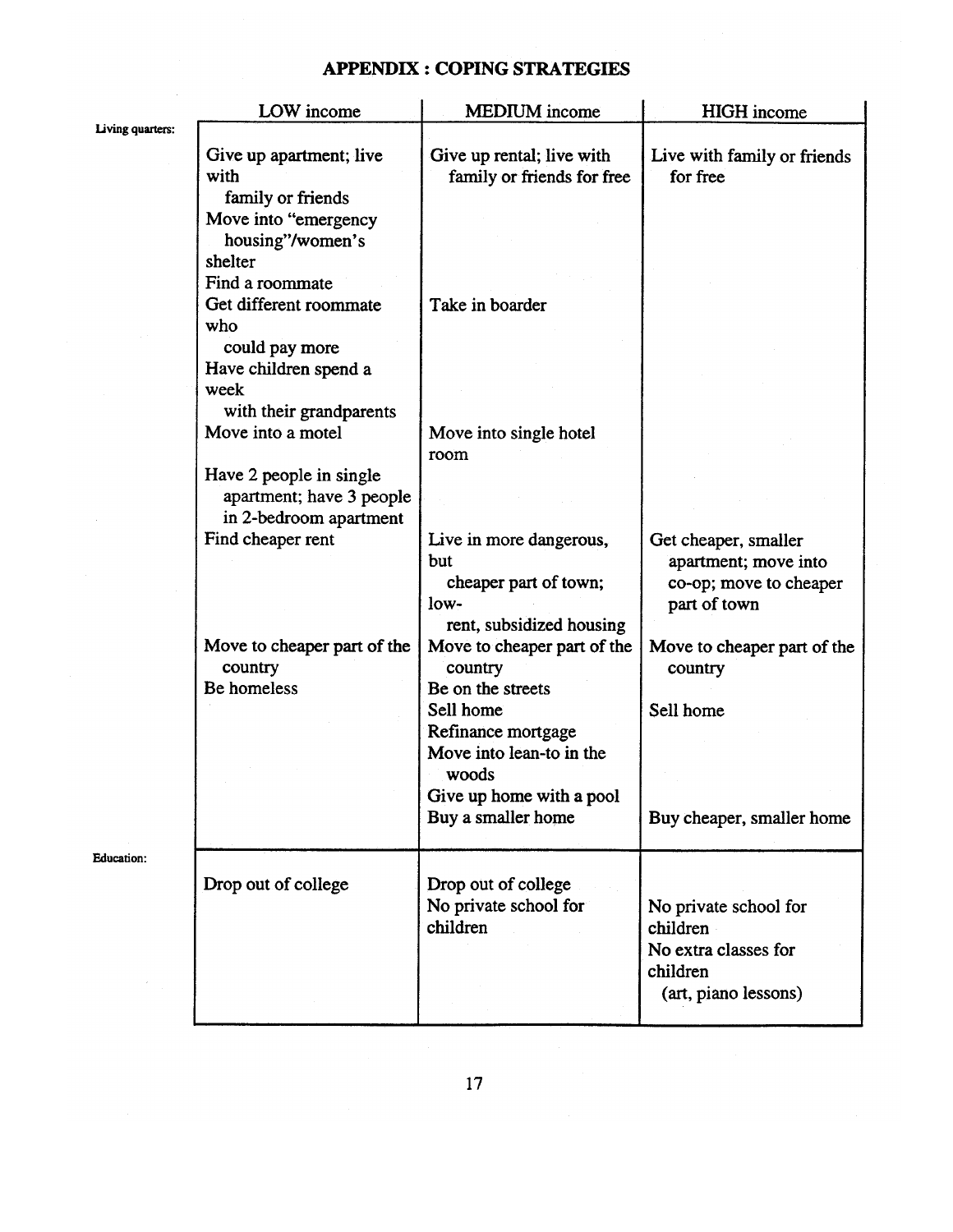# APPENDIX : COPING STRATEGIES

| | LOW income | MEDIUM income | HIGH income |
|---|---|---|---|
| **Living quarters:** | Give up apartment; live with family or friends | Give up rental; live with family or friends for free | Live with family or friends for free |
| | Move into "emergency housing"/women's shelter | | |
| | Find a roommate | | |
| | Get different roommate who could pay more | Take in boarder | |
| | Have children spend a week with their grandparents | | |
| | Move into a motel | Move into single hotel room | |
| | Have 2 people in single apartment; have 3 people in 2-bedroom apartment | | |
| | Find cheaper rent | Live in more dangerous, but cheaper part of town; low-rent, subsidized housing | Get cheaper, smaller apartment; move into co-op; move to cheaper part of town |
| | Move to cheaper part of the country | Move to cheaper part of the country | Move to cheaper part of the country |
| | Be homeless | Be on the streets | |
| | | Sell home | Sell home |
| | | Refinance mortgage | |
| | | Move into lean-to in the woods | |
| | | Give up home with a pool | |
| | | Buy a smaller home | Buy cheaper, smaller home |
| **Education:** | Drop out of college | Drop out of college | |
| | | No private school for children | No private school for children |
| | | | No extra classes for children (art, piano lessons) |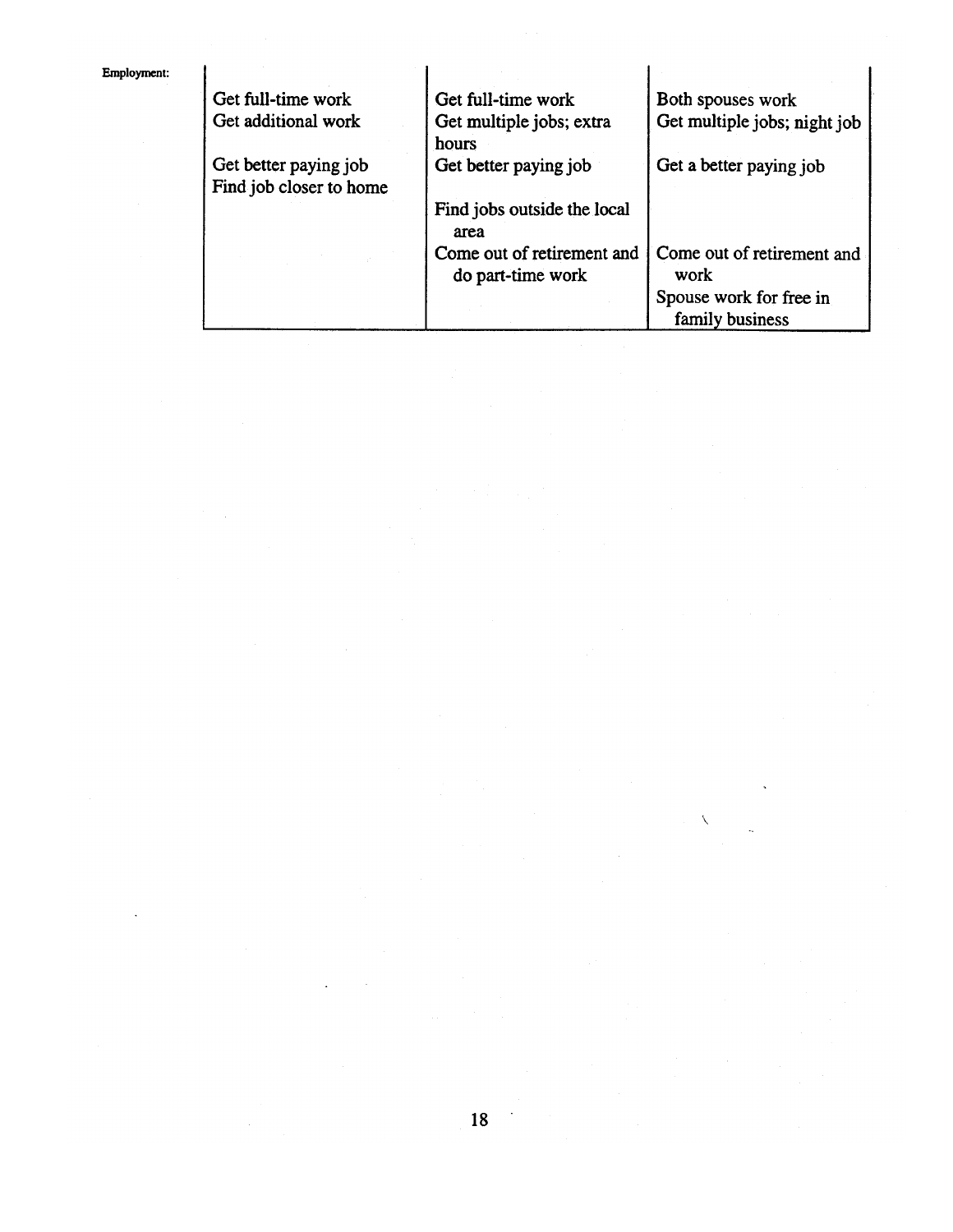| Employment: | | | |
|---|---|---|---|
| | Get full-time work<br>Get additional work<br><br>Get better paying job<br>Find job closer to home | Get full-time work<br>Get multiple jobs; extra hours<br>Get better paying job<br><br>Find jobs outside the local area<br>Come out of retirement and do part-time work | Both spouses work<br>Get multiple jobs; night job<br>Get a better paying job<br><br>Come out of retirement and work<br>Spouse work for free in family business |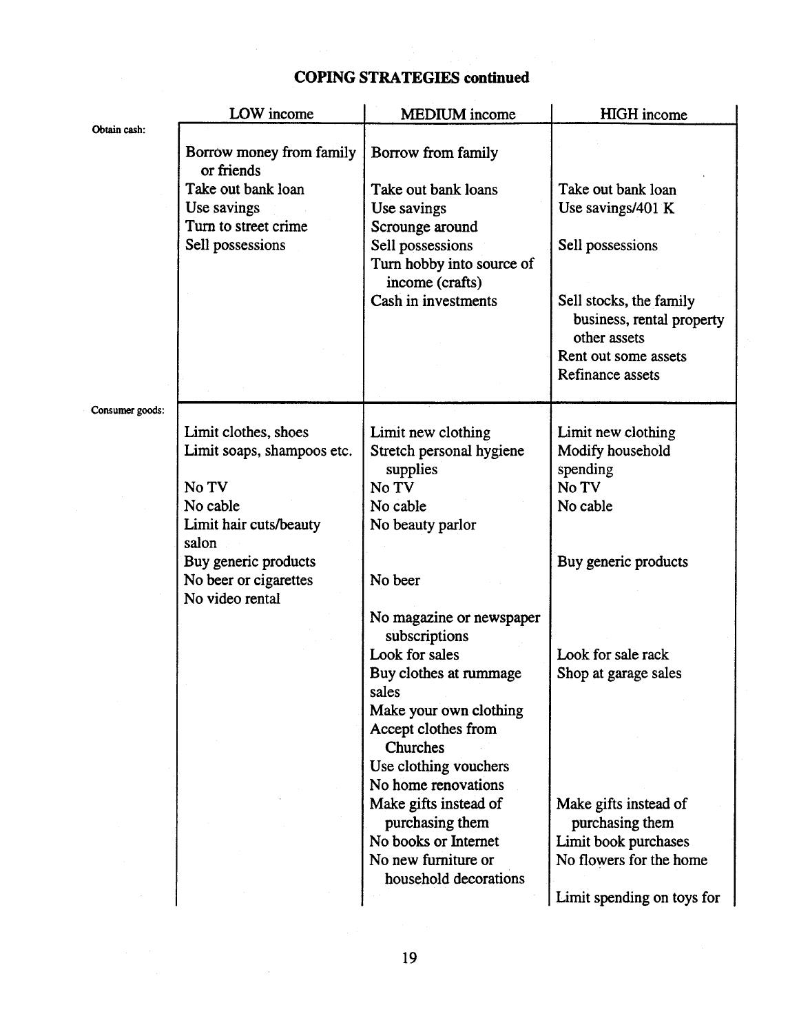## COPING STRATEGIES continued

| | LOW income | MEDIUM income | HIGH income |
|---|---|---|---|
| Obtain cash: | Borrow money from family or friends | Borrow from family | |
| | Take out bank loan | Take out bank loans | Take out bank loan |
| | Use savings | Use savings | Use savings/401 K |
| | Turn to street crime | Scrounge around | |
| | Sell possessions | Sell possessions | Sell possessions |
| | | Turn hobby into source of income (crafts) | |
| | | Cash in investments | Sell stocks, the family business, rental property other assets |
| | | | Rent out some assets |
| | | | Refinance assets |
| Consumer goods: | Limit clothes, shoes | Limit new clothing | Limit new clothing |
| | Limit soaps, shampoos etc. | Stretch personal hygiene supplies | Modify household spending |
| | No TV | No TV | No TV |
| | No cable | No cable | No cable |
| | Limit hair cuts/beauty salon | No beauty parlor | |
| | Buy generic products | | Buy generic products |
| | No beer or cigarettes | No beer | |
| | No video rental | | |
| | | No magazine or newspaper subscriptions | |
| | | Look for sales | Look for sale rack |
| | | Buy clothes at rummage sales | Shop at garage sales |
| | | Make your own clothing | |
| | | Accept clothes from Churches | |
| | | Use clothing vouchers | |
| | | No home renovations | |
| | | Make gifts instead of purchasing them | Make gifts instead of purchasing them |
| | | No books or Internet | Limit book purchases |
| | | No new furniture or household decorations | No flowers for the home |
| | | | Limit spending on toys for |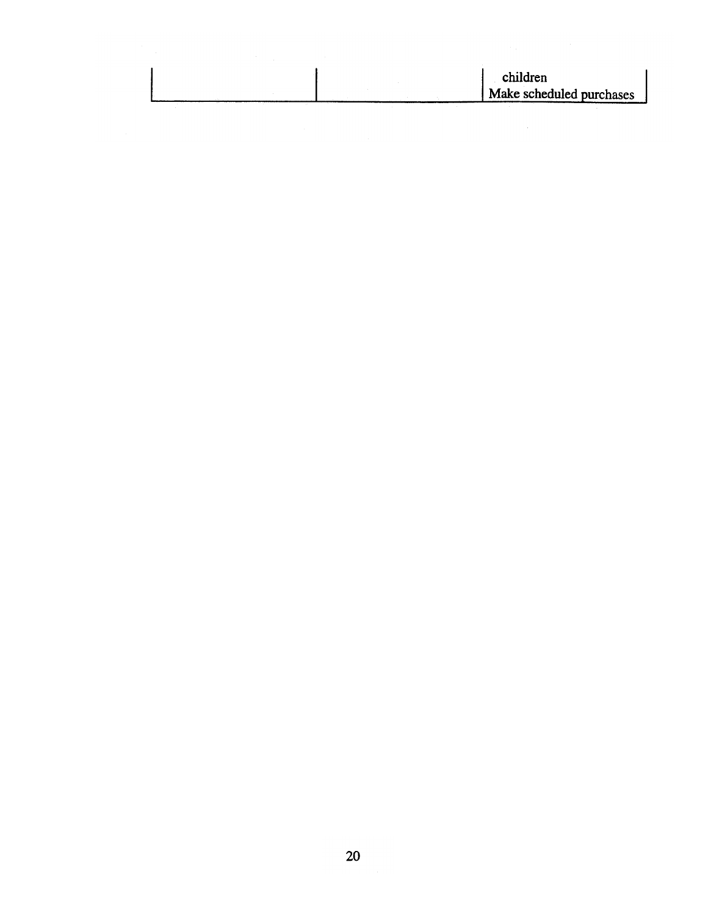| | | |
|---|---|---|
| | | children<br>Make scheduled purchases |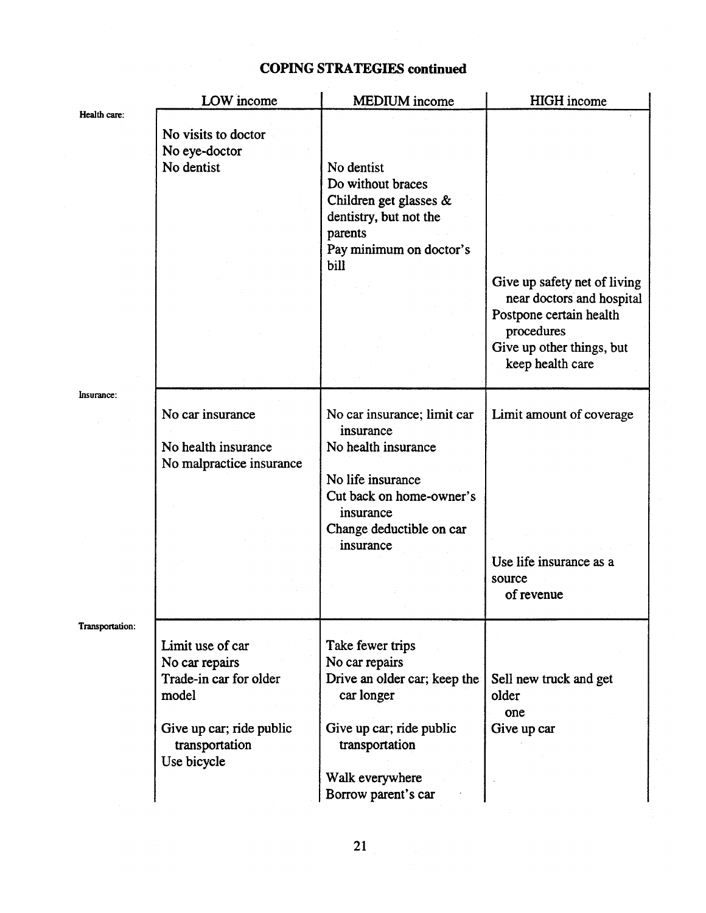## COPING STRATEGIES continued

| | LOW income | MEDIUM income | HIGH income |
|---|---|---|---|
| **Health care:** | No visits to doctor<br>No eye-doctor<br>No dentist | No dentist<br>Do without braces<br>Children get glasses & dentistry, but not the parents<br>Pay minimum on doctor's bill | Give up safety net of living near doctors and hospital<br>Postpone certain health procedures<br>Give up other things, but keep health care |
| **Insurance:** | No car insurance<br>No health insurance<br>No malpractice insurance | No car insurance; limit car insurance<br>No health insurance<br>No life insurance<br>Cut back on home-owner's insurance<br>Change deductible on car insurance | Limit amount of coverage<br>Use life insurance as a source of revenue |
| **Transportation:** | Limit use of car<br>No car repairs<br>Trade-in car for older model<br>Give up car; ride public transportation<br>Use bicycle | Take fewer trips<br>No car repairs<br>Drive an older car; keep the car longer<br>Give up car; ride public transportation<br>Walk everywhere<br>Borrow parent's car | Sell new truck and get older one<br>Give up car |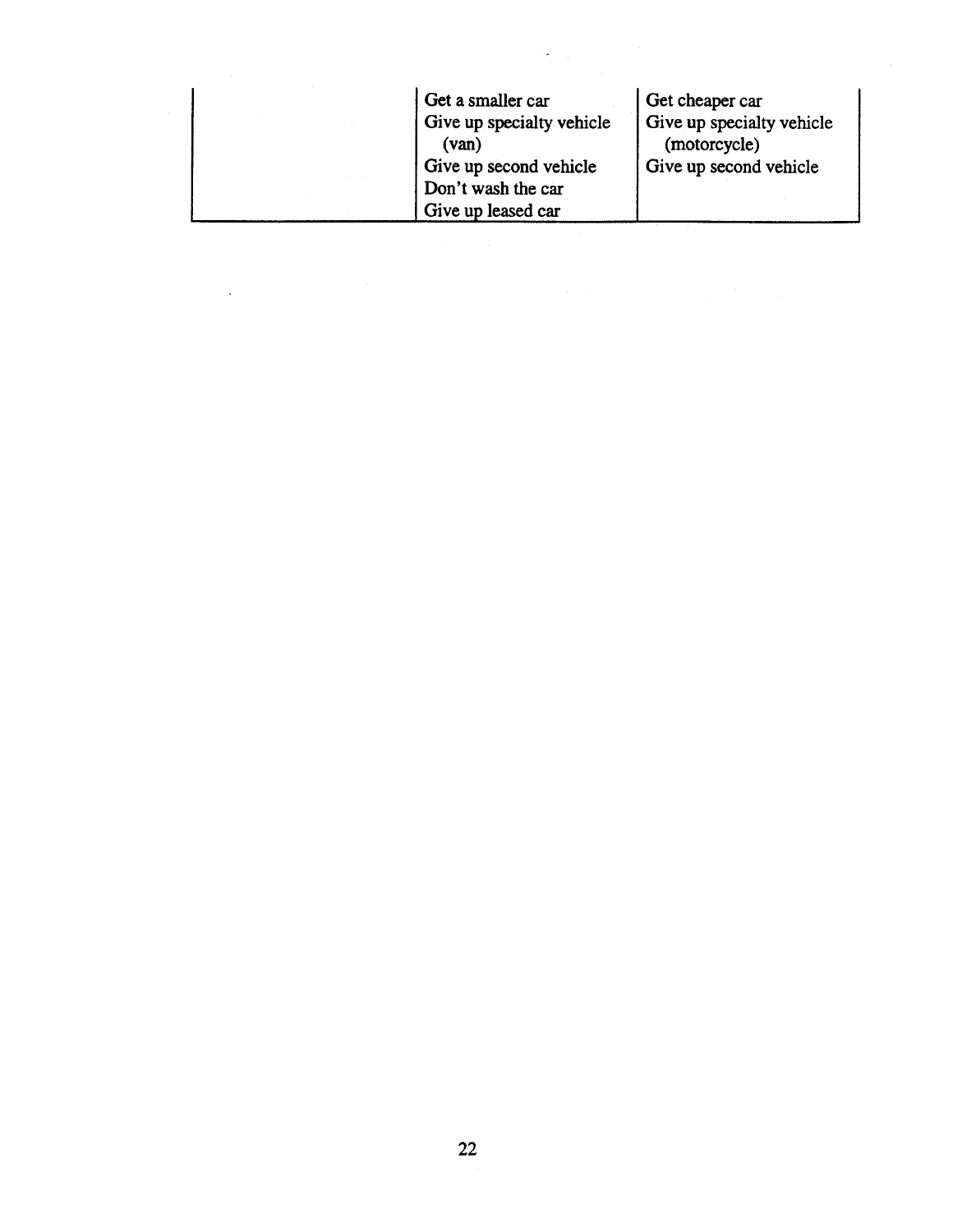| | | |
|---|---|---|
| | Get a smaller car<br>Give up specialty vehicle (van)<br>Give up second vehicle<br>Don't wash the car<br>Give up leased car | Get cheaper car<br>Give up specialty vehicle (motorcycle)<br>Give up second vehicle |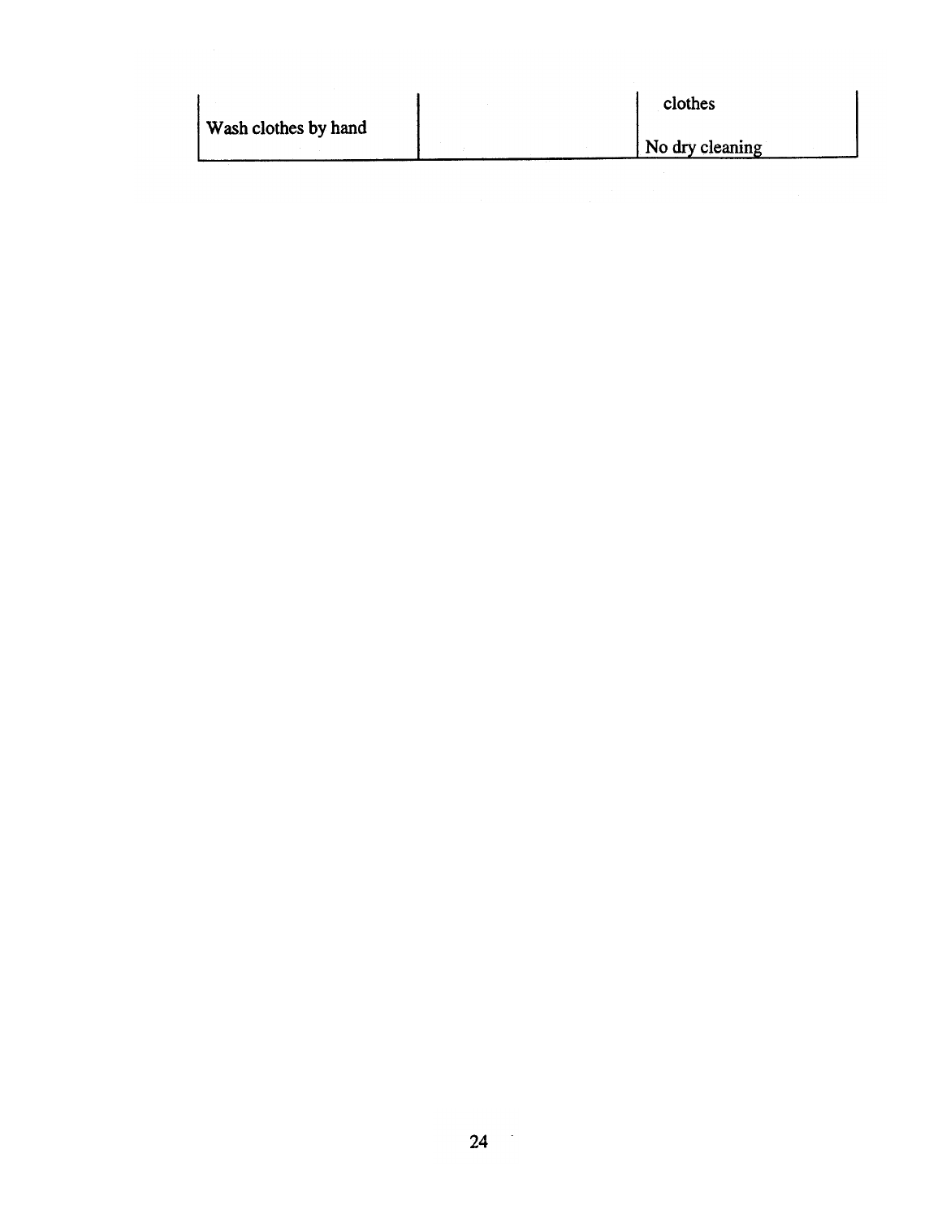| | | |
|---|---|---|
| Wash clothes by hand | | clothes<br><br>No dry cleaning |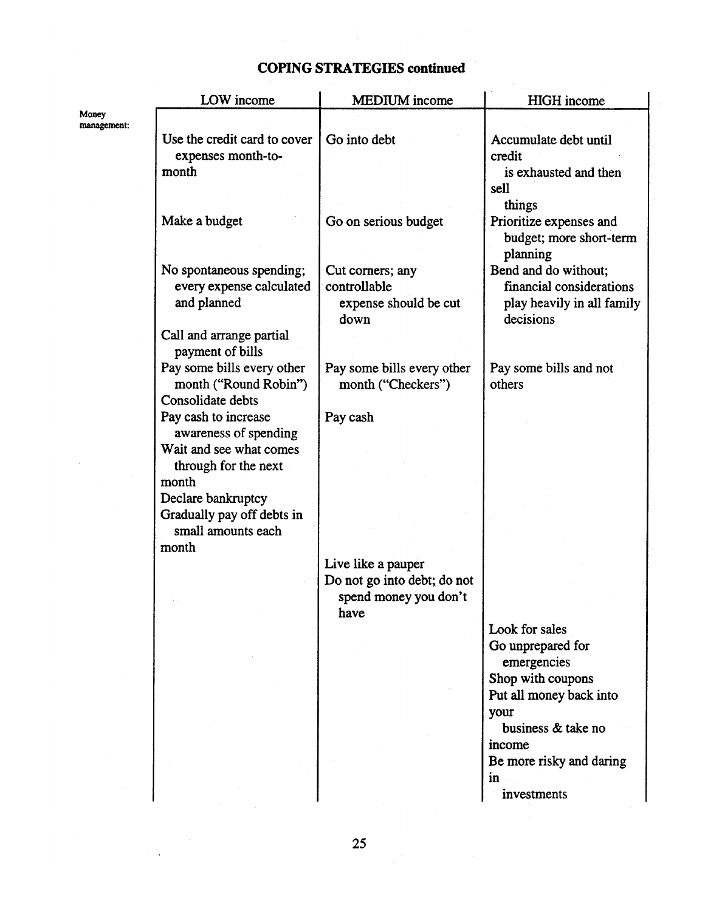## COPING STRATEGIES continued

**Money management:**

| LOW income | MEDIUM income | HIGH income |
|---|---|---|
| Use the credit card to cover expenses month-to-month | Go into debt | Accumulate debt until credit is exhausted and then sell things |
| Make a budget | Go on serious budget | Prioritize expenses and budget; more short-term planning |
| No spontaneous spending; every expense calculated and planned | Cut corners; any controllable expense should be cut down | Bend and do without; financial considerations play heavily in all family decisions |
| Call and arrange partial payment of bills | | |
| Pay some bills every other month ("Round Robin") | Pay some bills every other month ("Checkers") | Pay some bills and not others |
| Consolidate debts | | |
| Pay cash to increase awareness of spending | Pay cash | |
| Wait and see what comes through for the next month | | |
| Declare bankruptcy | | |
| Gradually pay off debts in small amounts each month | | |
| | Live like a pauper | |
| | Do not go into debt; do not spend money you don't have | |
| | | Look for sales |
| | | Go unprepared for emergencies |
| | | Shop with coupons |
| | | Put all money back into your business & take no income |
| | | Be more risky and daring in investments |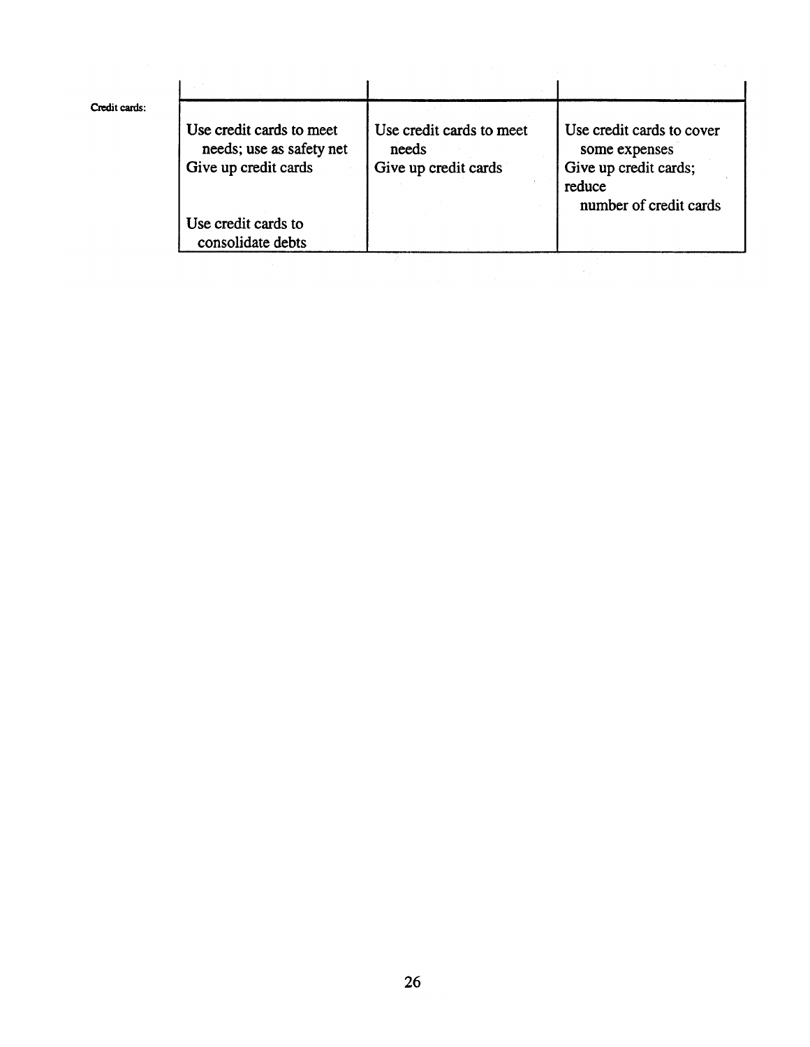| Credit cards: | | | |
|---|---|---|---|
| | Use credit cards to meet needs; use as safety net<br>Give up credit cards<br><br>Use credit cards to consolidate debts | Use credit cards to meet needs<br>Give up credit cards | Use credit cards to cover some expenses<br>Give up credit cards; reduce number of credit cards |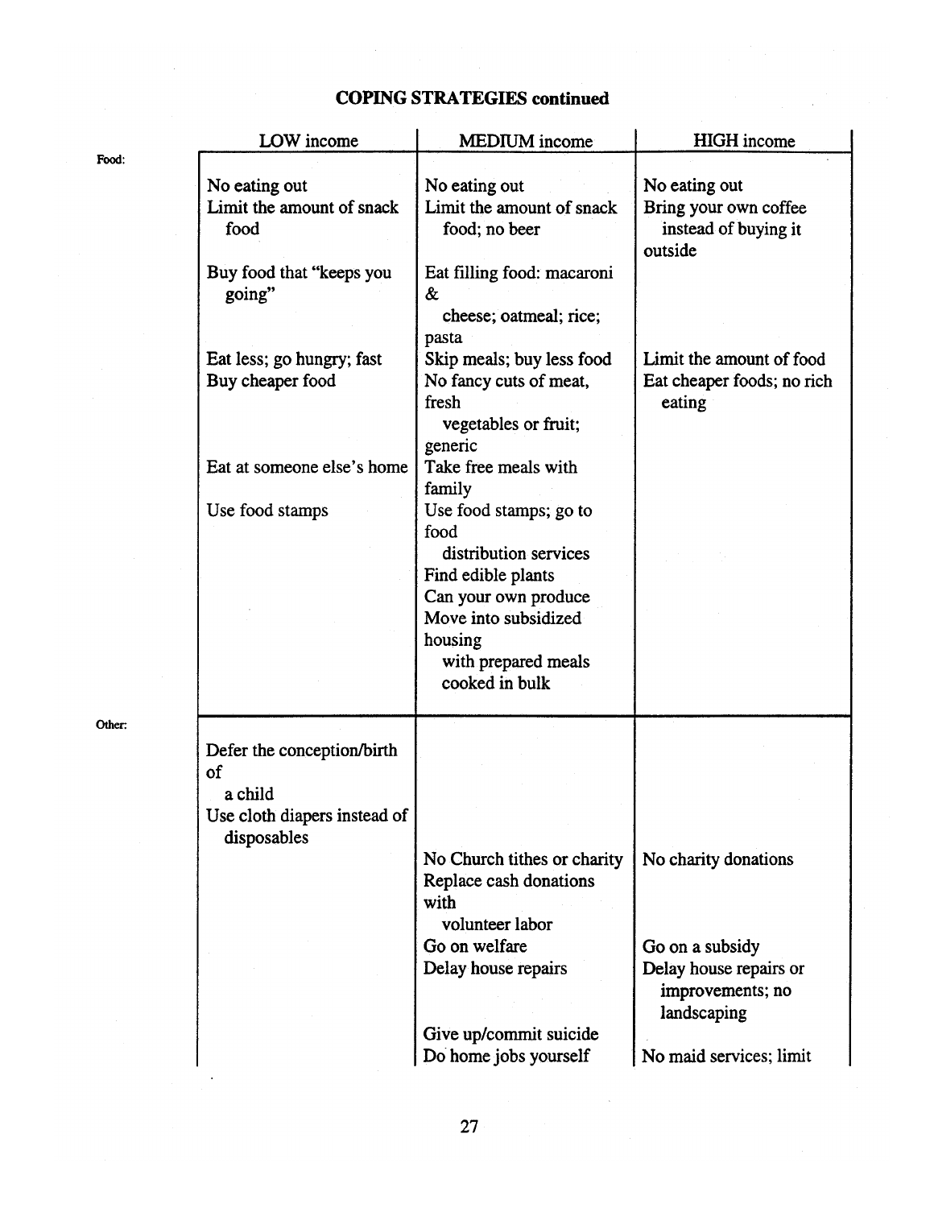**COPING STRATEGIES continued**

| | LOW income | MEDIUM income | HIGH income |
|---|---|---|---|
| Food: | No eating out | No eating out | No eating out |
| | Limit the amount of snack food | Limit the amount of snack food; no beer | Bring your own coffee instead of buying it outside |
| | Buy food that "keeps you going" | Eat filling food: macaroni & cheese; oatmeal; rice; pasta | |
| | Eat less; go hungry; fast | Skip meals; buy less food | Limit the amount of food |
| | Buy cheaper food | No fancy cuts of meat, fresh vegetables or fruit; generic | Eat cheaper foods; no rich eating |
| | Eat at someone else's home | Take free meals with family | |
| | Use food stamps | Use food stamps; go to food distribution services | |
| | | Find edible plants | |
| | | Can your own produce | |
| | | Move into subsidized housing with prepared meals cooked in bulk | |
| Other: | Defer the conception/birth of a child | | |
| | Use cloth diapers instead of disposables | | |
| | | No Church tithes or charity | No charity donations |
| | | Replace cash donations with volunteer labor | |
| | | Go on welfare | Go on a subsidy |
| | | Delay house repairs | Delay house repairs or improvements; no landscaping |
| | | Give up/commit suicide | |
| | | Do home jobs yourself | No maid services; limit |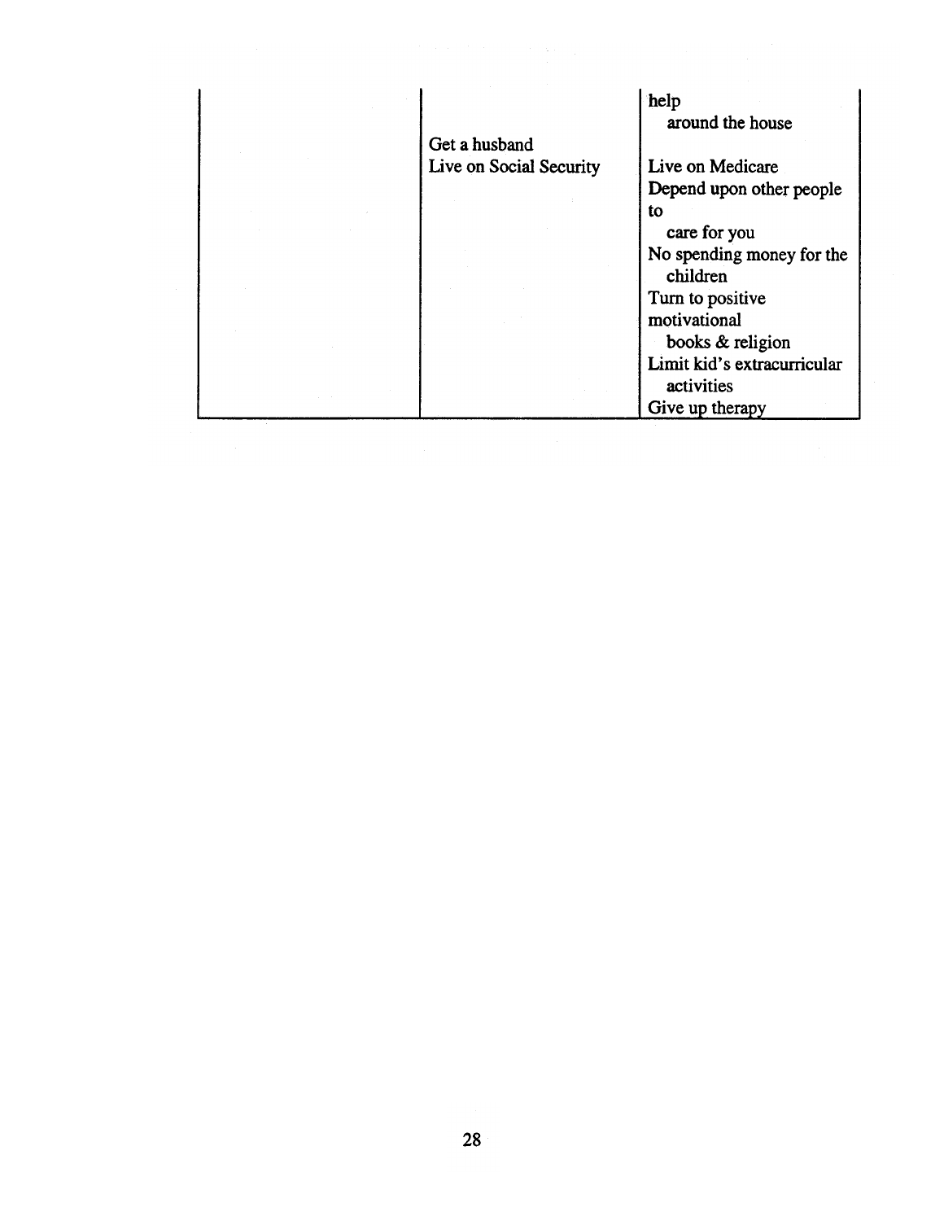| | | |
|---|---|---|
| | Get a husband<br>Live on Social Security | help around the house<br><br>Live on Medicare<br>Depend upon other people to care for you<br>No spending money for the children<br>Turn to positive motivational books & religion<br>Limit kid's extracurricular activities<br>Give up therapy |